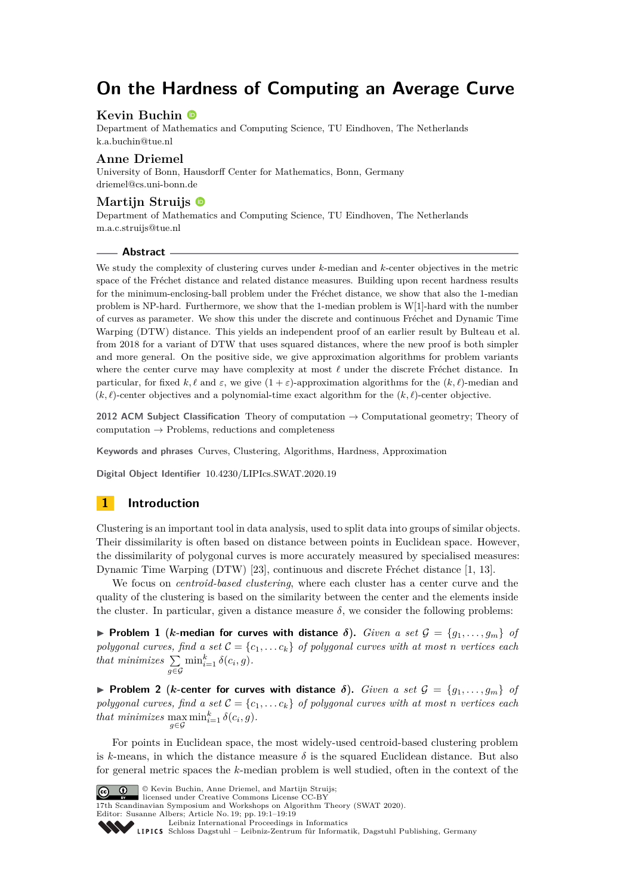# On the Hardness of Computing an Average Curve

**Kevin Buchin**
Department of Mathematics and Computing Science, TU Eindhoven, The Netherlands
k.a.buchin@tue.nl

**Anne Driemel**
University of Bonn, Hausdorff Center for Mathematics, Bonn, Germany
driemel@cs.uni-bonn.de

**Martijn Struijs**
Department of Mathematics and Computing Science, TU Eindhoven, The Netherlands
m.a.c.struijs@tue.nl

## Abstract

We study the complexity of clustering curves under $k$-median and $k$-center objectives in the metric space of the Fréchet distance and related distance measures. Building upon recent hardness results for the minimum-enclosing-ball problem under the Fréchet distance, we show that also the 1-median problem is NP-hard. Furthermore, we show that the 1-median problem is W[1]-hard with the number of curves as parameter. We show this under the discrete and continuous Fréchet and Dynamic Time Warping (DTW) distance. This yields an independent proof of an earlier result by Bulteau et al. from 2018 for a variant of DTW that uses squared distances, where the new proof is both simpler and more general. On the positive side, we give approximation algorithms for problem variants where the center curve may have complexity at most $\ell$ under the discrete Fréchet distance. In particular, for fixed $k, \ell$ and $\varepsilon$, we give $(1+\varepsilon)$-approximation algorithms for the $(k, \ell)$-median and $(k, \ell)$-center objectives and a polynomial-time exact algorithm for the $(k, \ell)$-center objective.

**2012 ACM Subject Classification** Theory of computation → Computational geometry; Theory of computation → Problems, reductions and completeness

**Keywords and phrases** Curves, Clustering, Algorithms, Hardness, Approximation

**Digital Object Identifier** 10.4230/LIPIcs.SWAT.2020.19

## 1 Introduction

Clustering is an important tool in data analysis, used to split data into groups of similar objects. Their dissimilarity is often based on distance between points in Euclidean space. However, the dissimilarity of polygonal curves is more accurately measured by specialised measures: Dynamic Time Warping (DTW) [23], continuous and discrete Fréchet distance [1, 13].

We focus on *centroid-based clustering*, where each cluster has a center curve and the quality of the clustering is based on the similarity between the center and the elements inside the cluster. In particular, given a distance measure $\delta$, we consider the following problems:

▶ **Problem 1** (**$k$-median for curves with distance $\delta$**). *Given a set $\mathcal{G} = \{g_1, \dots, g_m\}$ of polygonal curves, find a set $\mathcal{C} = \{c_1, \dots c_k\}$ of polygonal curves with at most $n$ vertices each that minimizes $\sum_{g \in \mathcal{G}} \min_{i=1}^{k} \delta(c_i, g)$.*

▶ **Problem 2** (**$k$-center for curves with distance $\delta$**). *Given a set $\mathcal{G} = \{g_1, \dots, g_m\}$ of polygonal curves, find a set $\mathcal{C} = \{c_1, \dots c_k\}$ of polygonal curves with at most $n$ vertices each that minimizes $\max_{g \in \mathcal{G}} \min_{i=1}^{k} \delta(c_i, g)$.*

For points in Euclidean space, the most widely-used centroid-based clustering problem is $k$-means, in which the distance measure $\delta$ is the squared Euclidean distance. But also for general metric spaces the $k$-median problem is well studied, often in the context of the

© Kevin Buchin, Anne Driemel, and Martijn Struijs;
licensed under Creative Commons License CC-BY
17th Scandinavian Symposium and Workshops on Algorithm Theory (SWAT 2020).
Editor: Susanne Albers; Article No. 19; pp. 19:1–19:19
Leibniz International Proceedings in Informatics
Schloss Dagstuhl – Leibniz-Zentrum für Informatik, Dagstuhl Publishing, Germany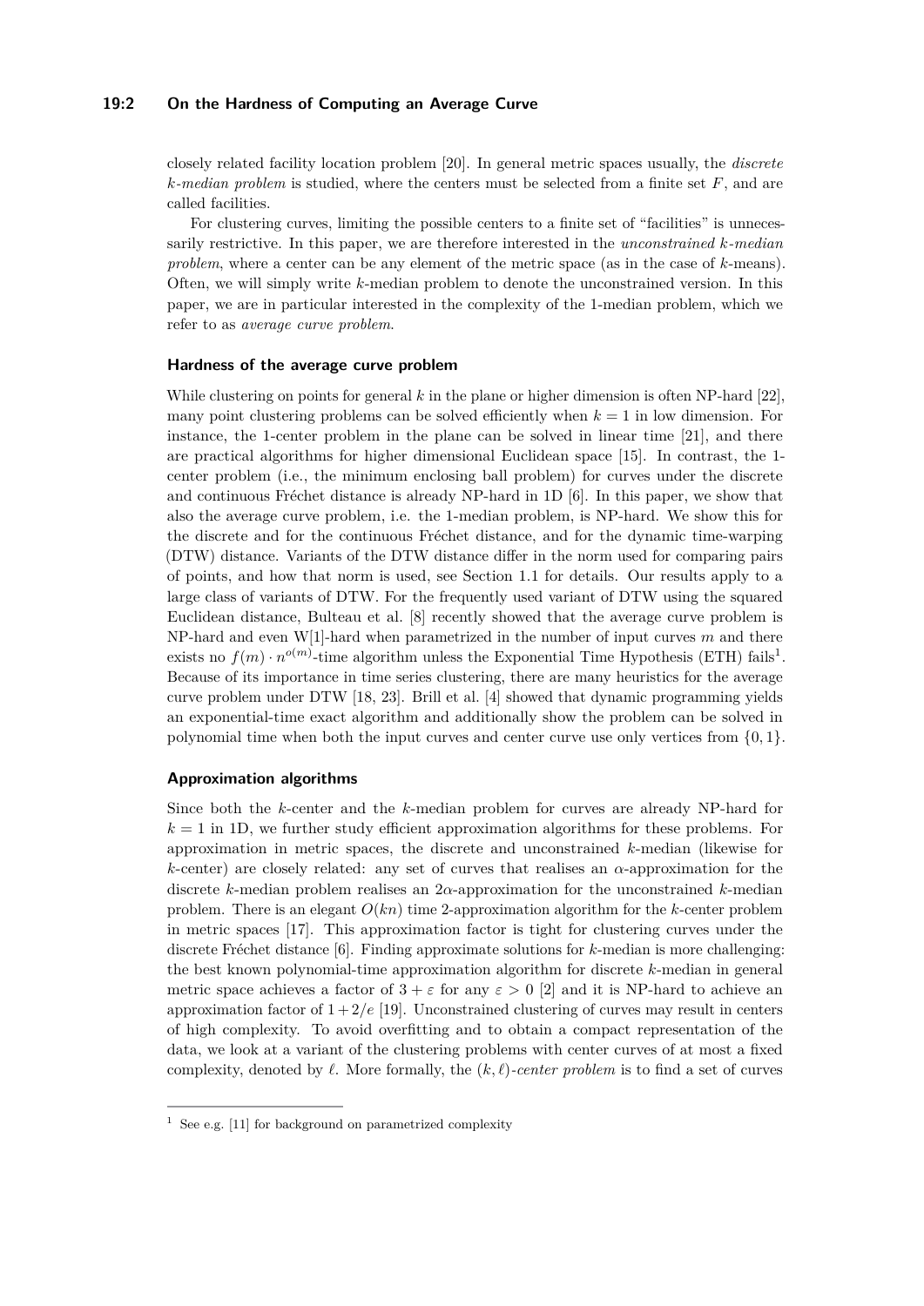closely related facility location problem [20]. In general metric spaces usually, the *discrete $k$-median problem* is studied, where the centers must be selected from a finite set $F$, and are called facilities.

For clustering curves, limiting the possible centers to a finite set of "facilities" is unnecessarily restrictive. In this paper, we are therefore interested in the *unconstrained $k$-median problem*, where a center can be any element of the metric space (as in the case of $k$-means). Often, we will simply write $k$-median problem to denote the unconstrained version. In this paper, we are in particular interested in the complexity of the 1-median problem, which we refer to as *average curve problem*.

#### Hardness of the average curve problem

While clustering on points for general $k$ in the plane or higher dimension is often NP-hard [22], many point clustering problems can be solved efficiently when $k = 1$ in low dimension. For instance, the 1-center problem in the plane can be solved in linear time [21], and there are practical algorithms for higher dimensional Euclidean space [15]. In contrast, the 1-center problem (i.e., the minimum enclosing ball problem) for curves under the discrete and continuous Fréchet distance is already NP-hard in 1D [6]. In this paper, we show that also the average curve problem, i.e. the 1-median problem, is NP-hard. We show this for the discrete and for the continuous Fréchet distance, and for the dynamic time-warping (DTW) distance. Variants of the DTW distance differ in the norm used for comparing pairs of points, and how that norm is used, see Section 1.1 for details. Our results apply to a large class of variants of DTW. For the frequently used variant of DTW using the squared Euclidean distance, Bulteau et al. [8] recently showed that the average curve problem is NP-hard and even W[1]-hard when parametrized in the number of input curves $m$ and there exists no $f(m) \cdot n^{o(m)}$-time algorithm unless the Exponential Time Hypothesis (ETH) fails[1]. Because of its importance in time series clustering, there are many heuristics for the average curve problem under DTW [18, 23]. Brill et al. [4] showed that dynamic programming yields an exponential-time exact algorithm and additionally show the problem can be solved in polynomial time when both the input curves and center curve use only vertices from $\{0, 1\}$.

#### Approximation algorithms

Since both the $k$-center and the $k$-median problem for curves are already NP-hard for $k = 1$ in 1D, we further study efficient approximation algorithms for these problems. For approximation in metric spaces, the discrete and unconstrained $k$-median (likewise for $k$-center) are closely related: any set of curves that realises an $\alpha$-approximation for the discrete $k$-median problem realises an $2\alpha$-approximation for the unconstrained $k$-median problem. There is an elegant $O(kn)$ time 2-approximation algorithm for the $k$-center problem in metric spaces [17]. This approximation factor is tight for clustering curves under the discrete Fréchet distance [6]. Finding approximate solutions for $k$-median is more challenging: the best known polynomial-time approximation algorithm for discrete $k$-median in general metric space achieves a factor of $3 + \varepsilon$ for any $\varepsilon > 0$ [2] and it is NP-hard to achieve an approximation factor of $1 + 2/e$ [19]. Unconstrained clustering of curves may result in centers of high complexity. To avoid overfitting and to obtain a compact representation of the data, we look at a variant of the clustering problems with center curves of at most a fixed complexity, denoted by $\ell$. More formally, the *$(k, \ell)$-center problem* is to find a set of curves

[1] See e.g. [11] for background on parametrized complexity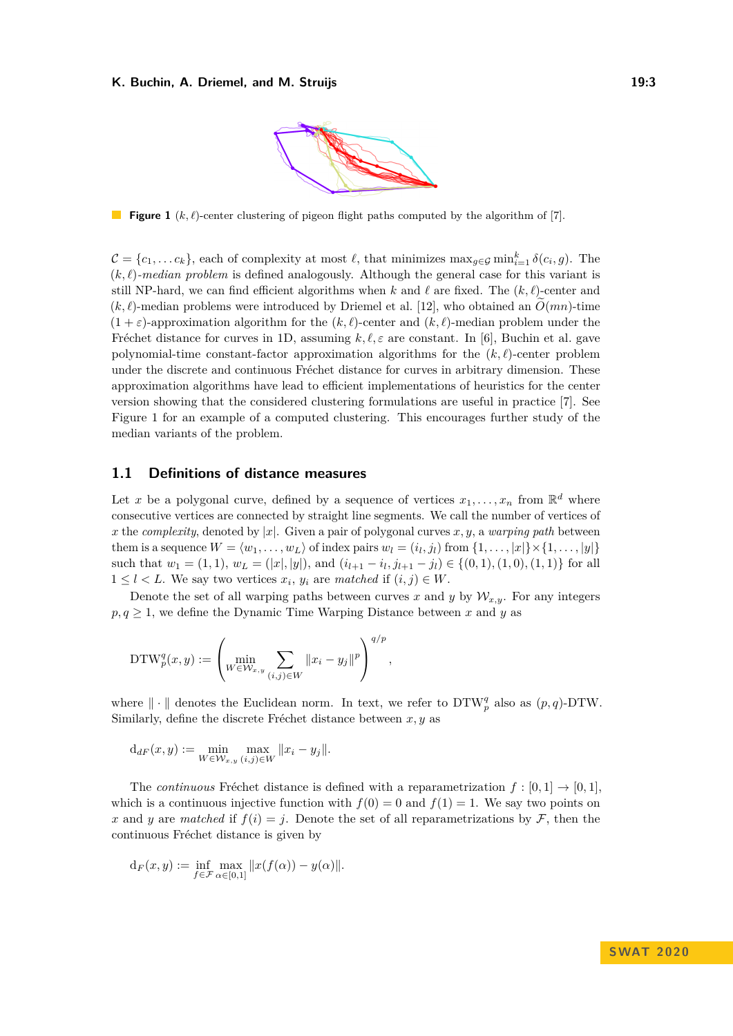**Figure 1** $(k, \ell)$-center clustering of pigeon flight paths computed by the algorithm of [7].

$\mathcal{C} = \{c_1, \ldots c_k\}$, each of complexity at most $\ell$, that minimizes $\max_{g \in \mathcal{G}} \min_{i=1}^{k} \delta(c_i, g)$. The $(k, \ell)$*-median problem* is defined analogously. Although the general case for this variant is still NP-hard, we can find efficient algorithms when $k$ and $\ell$ are fixed. The $(k, \ell)$-center and $(k, \ell)$-median problems were introduced by Driemel et al. [12], who obtained an $\widetilde{O}(mn)$-time $(1 + \varepsilon)$-approximation algorithm for the $(k, \ell)$-center and $(k, \ell)$-median problem under the Fréchet distance for curves in 1D, assuming $k, \ell, \varepsilon$ are constant. In [6], Buchin et al. gave polynomial-time constant-factor approximation algorithms for the $(k, \ell)$-center problem under the discrete and continuous Fréchet distance for curves in arbitrary dimension. These approximation algorithms have lead to efficient implementations of heuristics for the center version showing that the considered clustering formulations are useful in practice [7]. See Figure 1 for an example of a computed clustering. This encourages further study of the median variants of the problem.

## 1.1 Definitions of distance measures

Let $x$ be a polygonal curve, defined by a sequence of vertices $x_1, \ldots, x_n$ from $\mathbb{R}^d$ where consecutive vertices are connected by straight line segments. We call the number of vertices of $x$ the *complexity*, denoted by $|x|$. Given a pair of polygonal curves $x, y$, a *warping path* between them is a sequence $W = \langle w_1, \ldots, w_L \rangle$ of index pairs $w_l = (i_l, j_l)$ from $\{1, \ldots, |x|\} \times \{1, \ldots, |y|\}$ such that $w_1 = (1, 1)$, $w_L = (|x|, |y|)$, and $(i_{l+1} - i_l, j_{l+1} - j_l) \in \{(0, 1), (1, 0), (1, 1)\}$ for all $1 \le l < L$. We say two vertices $x_i$, $y_i$ are *matched* if $(i, j) \in W$.

Denote the set of all warping paths between curves $x$ and $y$ by $\mathcal{W}_{x,y}$. For any integers $p, q \ge 1$, we define the Dynamic Time Warping Distance between $x$ and $y$ as

$$\mathrm{DTW}_p^q(x, y) := \left( \min_{W \in \mathcal{W}_{x,y}} \sum_{(i,j) \in W} \|x_i - y_j\|^p \right)^{q/p},$$

where $\|\cdot\|$ denotes the Euclidean norm. In text, we refer to $\mathrm{DTW}_p^q$ also as $(p, q)$-DTW. Similarly, define the discrete Fréchet distance between $x, y$ as

$$\mathrm{d}_{dF}(x, y) := \min_{W \in \mathcal{W}_{x,y}} \max_{(i,j) \in W} \|x_i - y_j\|.$$

The *continuous* Fréchet distance is defined with a reparametrization $f : [0, 1] \to [0, 1]$, which is a continuous injective function with $f(0) = 0$ and $f(1) = 1$. We say two points on $x$ and $y$ are *matched* if $f(i) = j$. Denote the set of all reparametrizations by $\mathcal{F}$, then the continuous Fréchet distance is given by

$$\mathrm{d}_F(x, y) := \inf_{f \in \mathcal{F}} \max_{\alpha \in [0,1]} \|x(f(\alpha)) - y(\alpha)\|.$$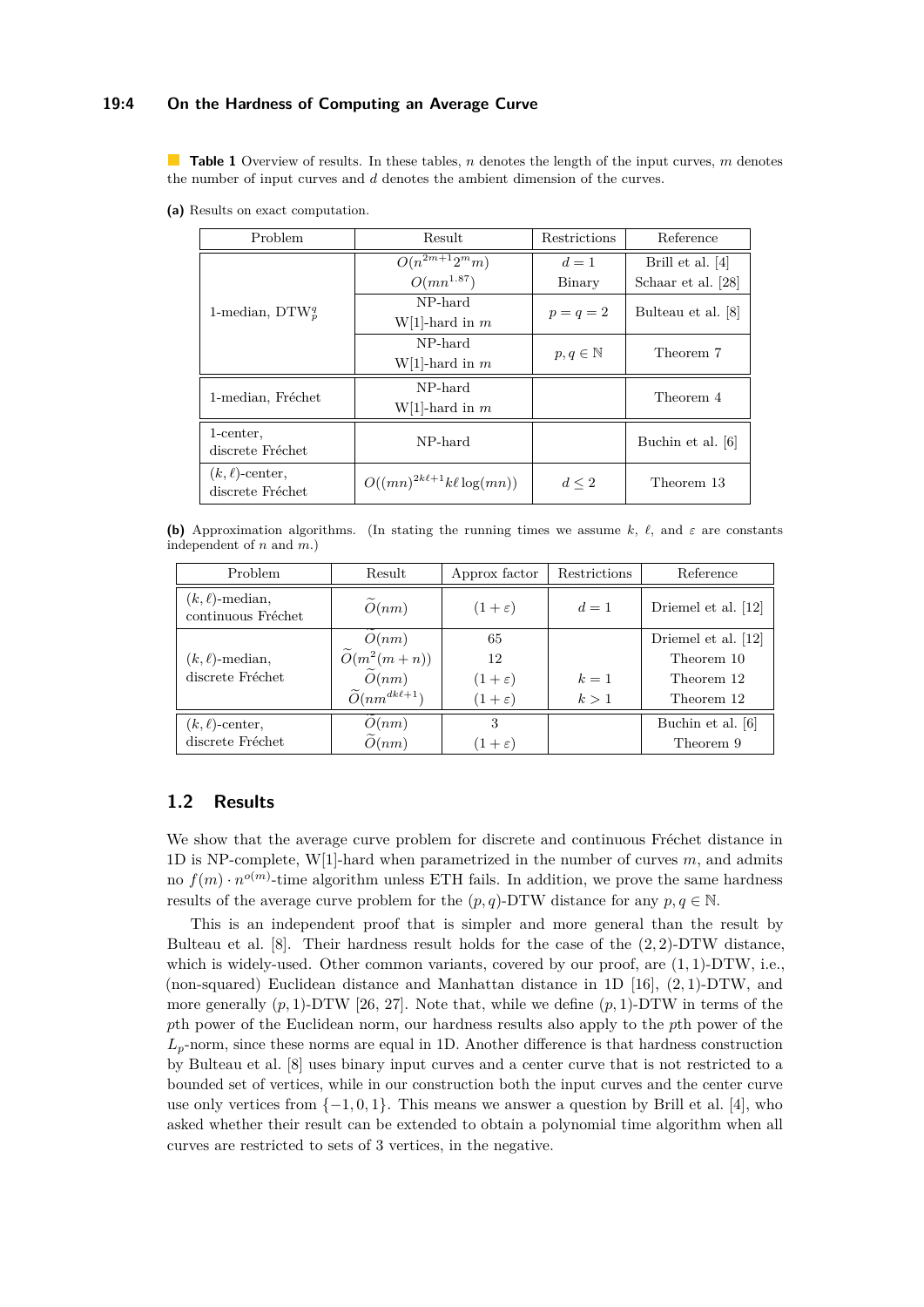**Table 1** Overview of results. In these tables, $n$ denotes the length of the input curves, $m$ denotes the number of input curves and $d$ denotes the ambient dimension of the curves.

**(a)** Results on exact computation.

| Problem | Result | Restrictions | Reference |
|---|---|---|---|
| 1-median, $\text{DTW}_p^q$ | $O(n^{2m+1}2^m m)$ | $d = 1$ | Brill et al. [4] |
| | $O(mn^{1.87})$ | Binary | Schaar et al. [28] |
| | NP-hard<br>W[1]-hard in $m$ | $p = q = 2$ | Bulteau et al. [8] |
| | NP-hard<br>W[1]-hard in $m$ | $p, q \in \mathbb{N}$ | Theorem 7 |
| 1-median, Fréchet | NP-hard<br>W[1]-hard in $m$ | | Theorem 4 |
| 1-center, discrete Fréchet | NP-hard | | Buchin et al. [6] |
| $(k, \ell)$-center, discrete Fréchet | $O((mn)^{2k\ell+1} k\ell \log(mn))$ | $d \leq 2$ | Theorem 13 |

**(b)** Approximation algorithms. (In stating the running times we assume $k$, $\ell$, and $\varepsilon$ are constants independent of $n$ and $m$.)

| Problem | Result | Approx factor | Restrictions | Reference |
|---|---|---|---|---|
| $(k, \ell)$-median, continuous Fréchet | $\widetilde{O}(nm)$ | $(1 + \varepsilon)$ | $d = 1$ | Driemel et al. [12] |
| $(k, \ell)$-median, discrete Fréchet | $\widetilde{O}(nm)$ | 65 | | Driemel et al. [12] |
| | $\widetilde{O}(m^2(m + n))$ | 12 | | Theorem 10 |
| | $\widetilde{O}(nm)$ | $(1 + \varepsilon)$ | $k = 1$ | Theorem 12 |
| | $\widetilde{O}(nm^{dk\ell+1})$ | $(1 + \varepsilon)$ | $k > 1$ | Theorem 12 |
| $(k, \ell)$-center, discrete Fréchet | $\widetilde{O}(nm)$ | 3 | | Buchin et al. [6] |
| | $\widetilde{O}(nm)$ | $(1 + \varepsilon)$ | | Theorem 9 |

## 1.2 Results

We show that the average curve problem for discrete and continuous Fréchet distance in 1D is NP-complete, W[1]-hard when parametrized in the number of curves $m$, and admits no $f(m) \cdot n^{o(m)}$-time algorithm unless ETH fails. In addition, we prove the same hardness results of the average curve problem for the $(p, q)$-DTW distance for any $p, q \in \mathbb{N}$.

This is an independent proof that is simpler and more general than the result by Bulteau et al. [8]. Their hardness result holds for the case of the $(2, 2)$-DTW distance, which is widely-used. Other common variants, covered by our proof, are $(1, 1)$-DTW, i.e., (non-squared) Euclidean distance and Manhattan distance in 1D [16], $(2, 1)$-DTW, and more generally $(p, 1)$-DTW [26, 27]. Note that, while we define $(p, 1)$-DTW in terms of the $p$th power of the Euclidean norm, our hardness results also apply to the $p$th power of the $L_p$-norm, since these norms are equal in 1D. Another difference is that hardness construction by Bulteau et al. [8] uses binary input curves and a center curve that is not restricted to a bounded set of vertices, while in our construction both the input curves and the center curve use only vertices from $\{-1, 0, 1\}$. This means we answer a question by Brill et al. [4], who asked whether their result can be extended to obtain a polynomial time algorithm when all curves are restricted to sets of 3 vertices, in the negative.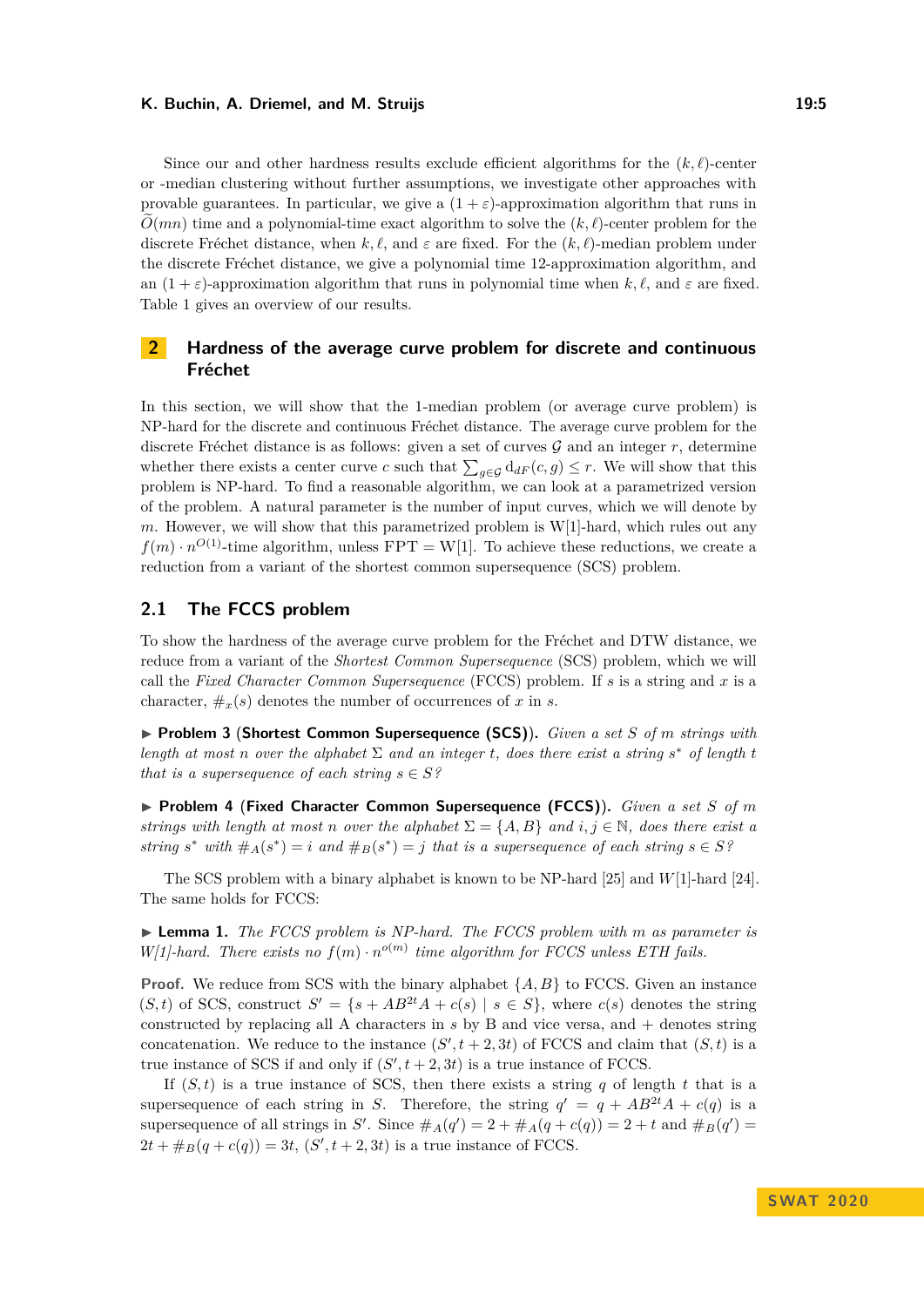Since our and other hardness results exclude efficient algorithms for the $(k,\ell)$-center or -median clustering without further assumptions, we investigate other approaches with provable guarantees. In particular, we give a $(1+\varepsilon)$-approximation algorithm that runs in $\widetilde{O}(mn)$ time and a polynomial-time exact algorithm to solve the $(k,\ell)$-center problem for the discrete Fréchet distance, when $k, \ell$, and $\varepsilon$ are fixed. For the $(k,\ell)$-median problem under the discrete Fréchet distance, we give a polynomial time 12-approximation algorithm, and an $(1+\varepsilon)$-approximation algorithm that runs in polynomial time when $k, \ell$, and $\varepsilon$ are fixed. Table 1 gives an overview of our results.

## 2 Hardness of the average curve problem for discrete and continuous Fréchet

In this section, we will show that the 1-median problem (or average curve problem) is NP-hard for the discrete and continuous Fréchet distance. The average curve problem for the discrete Fréchet distance is as follows: given a set of curves $\mathcal{G}$ and an integer $r$, determine whether there exists a center curve $c$ such that $\sum_{g\in\mathcal{G}} \mathrm{d}_{dF}(c,g) \leq r$. We will show that this problem is NP-hard. To find a reasonable algorithm, we can look at a parametrized version of the problem. A natural parameter is the number of input curves, which we will denote by $m$. However, we will show that this parametrized problem is W[1]-hard, which rules out any $f(m)\cdot n^{O(1)}$-time algorithm, unless FPT $=$ W[1]. To achieve these reductions, we create a reduction from a variant of the shortest common supersequence (SCS) problem.

### 2.1 The FCCS problem

To show the hardness of the average curve problem for the Fréchet and DTW distance, we reduce from a variant of the *Shortest Common Supersequence* (SCS) problem, which we will call the *Fixed Character Common Supersequence* (FCCS) problem. If $s$ is a string and $x$ is a character, $\#_x(s)$ denotes the number of occurrences of $x$ in $s$.

▶ **Problem 3 (Shortest Common Supersequence (SCS)).** *Given a set $S$ of $m$ strings with length at most $n$ over the alphabet $\Sigma$ and an integer $t$, does there exist a string $s^*$ of length $t$ that is a supersequence of each string $s \in S$?*

▶ **Problem 4 (Fixed Character Common Supersequence (FCCS)).** *Given a set $S$ of $m$ strings with length at most $n$ over the alphabet $\Sigma = \{A, B\}$ and $i, j \in \mathbb{N}$, does there exist a string $s^*$ with $\#_A(s^*) = i$ and $\#_B(s^*) = j$ that is a supersequence of each string $s \in S$?*

The SCS problem with a binary alphabet is known to be NP-hard [25] and $W[1]$-hard [24]. The same holds for FCCS:

▶ **Lemma 1.** *The FCCS problem is NP-hard. The FCCS problem with $m$ as parameter is W[1]-hard. There exists no $f(m)\cdot n^{o(m)}$ time algorithm for FCCS unless ETH fails.*

**Proof.** We reduce from SCS with the binary alphabet $\{A, B\}$ to FCCS. Given an instance $(S,t)$ of SCS, construct $S' = \{s + AB^{2t}A + c(s) \mid s \in S\}$, where $c(s)$ denotes the string constructed by replacing all A characters in $s$ by B and vice versa, and $+$ denotes string concatenation. We reduce to the instance $(S', t+2, 3t)$ of FCCS and claim that $(S,t)$ is a true instance of SCS if and only if $(S', t+2, 3t)$ is a true instance of FCCS.

If $(S,t)$ is a true instance of SCS, then there exists a string $q$ of length $t$ that is a supersequence of each string in $S$. Therefore, the string $q' = q + AB^{2t}A + c(q)$ is a supersequence of all strings in $S'$. Since $\#_A(q') = 2 + \#_A(q + c(q)) = 2 + t$ and $\#_B(q') = 2t + \#_B(q + c(q)) = 3t$, $(S', t+2, 3t)$ is a true instance of FCCS.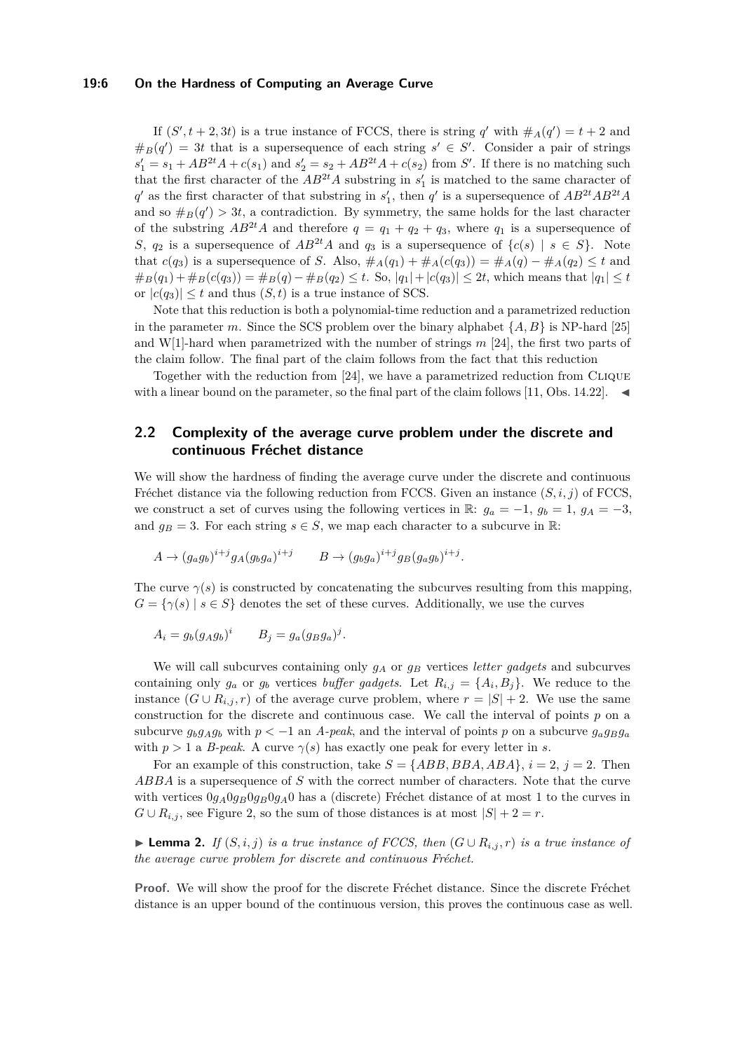If $(S', t+2, 3t)$ is a true instance of FCCS, there is string $q'$ with $\#_A(q') = t+2$ and $\#_B(q') = 3t$ that is a supersequence of each string $s' \in S'$. Consider a pair of strings $s'_1 = s_1 + AB^{2t}A + c(s_1)$ and $s'_2 = s_2 + AB^{2t}A + c(s_2)$ from $S'$. If there is no matching such that the first character of the $AB^{2t}A$ substring in $s'_1$ is matched to the same character of $q'$ as the first character of that substring in $s'_1$, then $q'$ is a supersequence of $AB^{2t}AB^{2t}A$ and so $\#_B(q') > 3t$, a contradiction. By symmetry, the same holds for the last character of the substring $AB^{2t}A$ and therefore $q = q_1 + q_2 + q_3$, where $q_1$ is a supersequence of $S$, $q_2$ is a supersequence of $AB^{2t}A$ and $q_3$ is a supersequence of $\{c(s) \mid s \in S\}$. Note that $c(q_3)$ is a supersequence of $S$. Also, $\#_A(q_1) + \#_A(c(q_3)) = \#_A(q) - \#_A(q_2) \leq t$ and $\#_B(q_1) + \#_B(c(q_3)) = \#_B(q) - \#_B(q_2) \leq t$. So, $|q_1| + |c(q_3)| \leq 2t$, which means that $|q_1| \leq t$ or $|c(q_3)| \leq t$ and thus $(S, t)$ is a true instance of SCS.

Note that this reduction is both a polynomial-time reduction and a parametrized reduction in the parameter $m$. Since the SCS problem over the binary alphabet $\{A, B\}$ is NP-hard [25] and W[1]-hard when parametrized with the number of strings $m$ [24], the first two parts of the claim follow. The final part of the claim follows from the fact that this reduction

Together with the reduction from [24], we have a parametrized reduction from Clique with a linear bound on the parameter, so the final part of the claim follows [11, Obs. 14.22]. ◀

## 2.2 Complexity of the average curve problem under the discrete and continuous Fréchet distance

We will show the hardness of finding the average curve under the discrete and continuous Fréchet distance via the following reduction from FCCS. Given an instance $(S, i, j)$ of FCCS, we construct a set of curves using the following vertices in $\mathbb{R}$: $g_a = -1$, $g_b = 1$, $g_A = -3$, and $g_B = 3$. For each string $s \in S$, we map each character to a subcurve in $\mathbb{R}$:

$$A \to (g_a g_b)^{i+j} g_A (g_b g_a)^{i+j} \qquad B \to (g_b g_a)^{i+j} g_B (g_a g_b)^{i+j}.$$

The curve $\gamma(s)$ is constructed by concatenating the subcurves resulting from this mapping, $G = \{\gamma(s) \mid s \in S\}$ denotes the set of these curves. Additionally, we use the curves

$$A_i = g_b (g_A g_b)^i \qquad B_j = g_a (g_B g_a)^j.$$

We will call subcurves containing only $g_A$ or $g_B$ vertices *letter gadgets* and subcurves containing only $g_a$ or $g_b$ vertices *buffer gadgets*. Let $R_{i,j} = \{A_i, B_j\}$. We reduce to the instance $(G \cup R_{i,j}, r)$ of the average curve problem, where $r = |S| + 2$. We use the same construction for the discrete and continuous case. We call the interval of points $p$ on a subcurve $g_b g_A g_b$ with $p < -1$ an *A-peak*, and the interval of points $p$ on a subcurve $g_a g_B g_a$ with $p > 1$ a *B-peak*. A curve $\gamma(s)$ has exactly one peak for every letter in $s$.

For an example of this construction, take $S = \{ABB, BBA, ABA\}$, $i = 2$, $j = 2$. Then $ABBA$ is a supersequence of $S$ with the correct number of characters. Note that the curve with vertices $0 g_A 0 g_B 0 g_B 0 g_A 0$ has a (discrete) Fréchet distance of at most 1 to the curves in $G \cup R_{i,j}$, see Figure 2, so the sum of those distances is at most $|S| + 2 = r$.

► **Lemma 2.** *If $(S, i, j)$ is a true instance of FCCS, then $(G \cup R_{i,j}, r)$ is a true instance of the average curve problem for discrete and continuous Fréchet.*

**Proof.** We will show the proof for the discrete Fréchet distance. Since the discrete Fréchet distance is an upper bound of the continuous version, this proves the continuous case as well.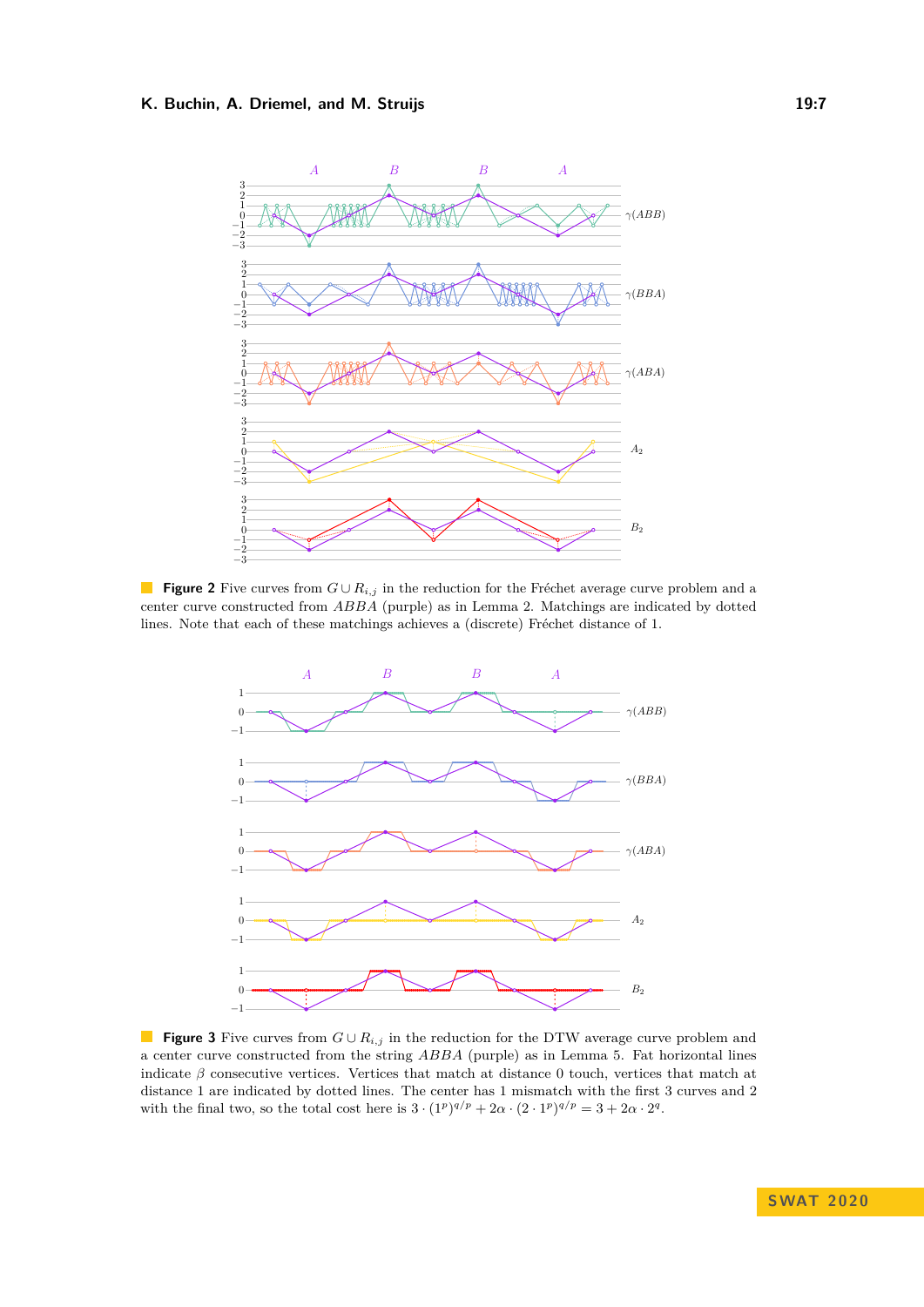**Figure 2** Five curves from $G \cup R_{i,j}$ in the reduction for the Fréchet average curve problem and a center curve constructed from $ABBA$ (purple) as in Lemma 2. Matchings are indicated by dotted lines. Note that each of these matchings achieves a (discrete) Fréchet distance of 1.

**Figure 3** Five curves from $G \cup R_{i,j}$ in the reduction for the DTW average curve problem and a center curve constructed from the string $ABBA$ (purple) as in Lemma 5. Fat horizontal lines indicate $\beta$ consecutive vertices. Vertices that match at distance 0 touch, vertices that match at distance 1 are indicated by dotted lines. The center has 1 mismatch with the first 3 curves and 2 with the final two, so the total cost here is $3 \cdot (1^p)^{q/p} + 2\alpha \cdot (2 \cdot 1^p)^{q/p} = 3 + 2\alpha \cdot 2^q$.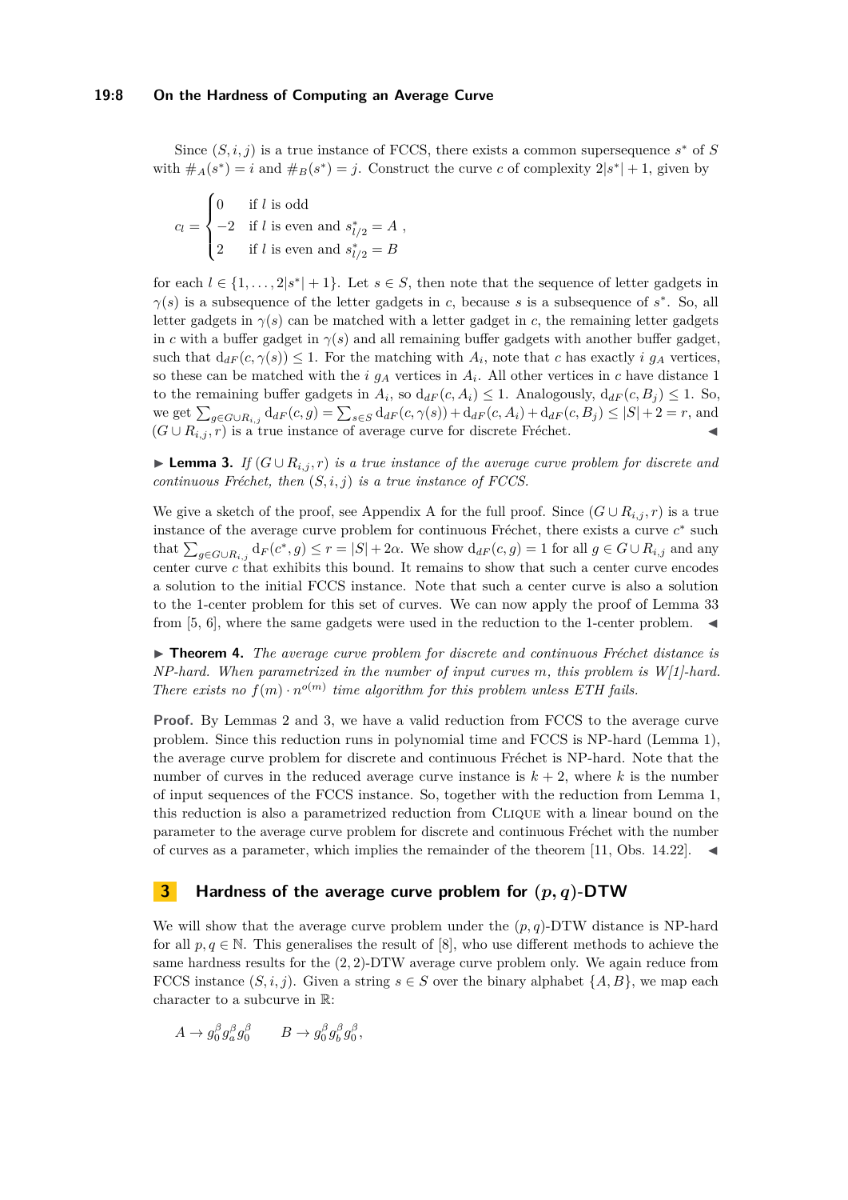Since $(S, i, j)$ is a true instance of FCCS, there exists a common supersequence $s^*$ of $S$ with $\#_A(s^*) = i$ and $\#_B(s^*) = j$. Construct the curve $c$ of complexity $2|s^*| + 1$, given by

$$c_l = \begin{cases} 0 & \text{if } l \text{ is odd} \\ -2 & \text{if } l \text{ is even and } s^*_{l/2} = A \\ 2 & \text{if } l \text{ is even and } s^*_{l/2} = B \end{cases},$$

for each $l \in \{1, \ldots, 2|s^*| + 1\}$. Let $s \in S$, then note that the sequence of letter gadgets in $\gamma(s)$ is a subsequence of the letter gadgets in $c$, because $s$ is a subsequence of $s^*$. So, all letter gadgets in $\gamma(s)$ can be matched with a letter gadget in $c$, the remaining letter gadgets in $c$ with a buffer gadget in $\gamma(s)$ and all remaining buffer gadgets with another buffer gadget, such that $d_{dF}(c, \gamma(s)) \le 1$. For the matching with $A_i$, note that $c$ has exactly $i$ $g_A$ vertices, so these can be matched with the $i$ $g_A$ vertices in $A_i$. All other vertices in $c$ have distance 1 to the remaining buffer gadgets in $A_i$, so $d_{dF}(c, A_i) \le 1$. Analogously, $d_{dF}(c, B_j) \le 1$. So, we get $\sum_{g \in G \cup R_{i,j}} d_{dF}(c, g) = \sum_{s \in S} d_{dF}(c, \gamma(s)) + d_{dF}(c, A_i) + d_{dF}(c, B_j) \le |S| + 2 = r$, and $(G \cup R_{i,j}, r)$ is a true instance of average curve for discrete Fréchet. ◀

▶ **Lemma 3.** *If $(G \cup R_{i,j}, r)$ is a true instance of the average curve problem for discrete and continuous Fréchet, then $(S, i, j)$ is a true instance of FCCS.*

We give a sketch of the proof, see Appendix A for the full proof. Since $(G \cup R_{i,j}, r)$ is a true instance of the average curve problem for continuous Fréchet, there exists a curve $c^*$ such that $\sum_{g \in G \cup R_{i,j}} d_F(c^*, g) \le r = |S| + 2\alpha$. We show $d_{dF}(c, g) = 1$ for all $g \in G \cup R_{i,j}$ and any center curve $c$ that exhibits this bound. It remains to show that such a center curve encodes a solution to the initial FCCS instance. Note that such a center curve is also a solution to the 1-center problem for this set of curves. We can now apply the proof of Lemma 33 from [5, 6], where the same gadgets were used in the reduction to the 1-center problem. ◀

▶ **Theorem 4.** *The average curve problem for discrete and continuous Fréchet distance is NP-hard. When parametrized in the number of input curves $m$, this problem is W[1]-hard. There exists no $f(m) \cdot n^{o(m)}$ time algorithm for this problem unless ETH fails.*

**Proof.** By Lemmas 2 and 3, we have a valid reduction from FCCS to the average curve problem. Since this reduction runs in polynomial time and FCCS is NP-hard (Lemma 1), the average curve problem for discrete and continuous Fréchet is NP-hard. Note that the number of curves in the reduced average curve instance is $k + 2$, where $k$ is the number of input sequences of the FCCS instance. So, together with the reduction from Lemma 1, this reduction is also a parametrized reduction from Clique with a linear bound on the parameter to the average curve problem for discrete and continuous Fréchet with the number of curves as a parameter, which implies the remainder of the theorem [11, Obs. 14.22]. ◀

## 3 Hardness of the average curve problem for $(p, q)$-DTW

We will show that the average curve problem under the $(p, q)$-DTW distance is NP-hard for all $p, q \in \mathbb{N}$. This generalises the result of [8], who use different methods to achieve the same hardness results for the $(2, 2)$-DTW average curve problem only. We again reduce from FCCS instance $(S, i, j)$. Given a string $s \in S$ over the binary alphabet $\{A, B\}$, we map each character to a subcurve in $\mathbb{R}$:

$$A \to g_0^\beta g_a^\beta g_0^\beta \qquad B \to g_0^\beta g_b^\beta g_0^\beta,$$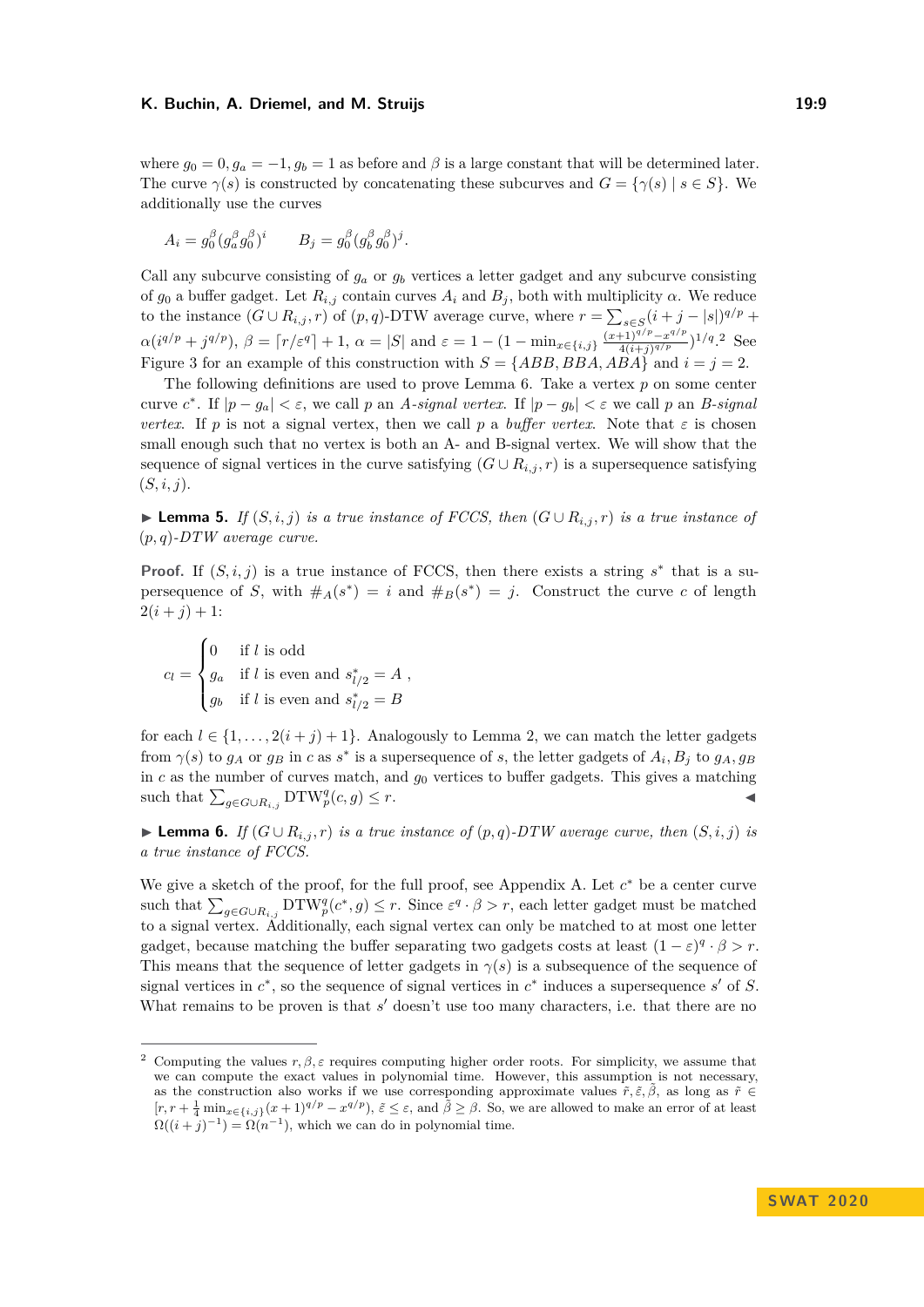where $g_0 = 0, g_a = -1, g_b = 1$ as before and $\beta$ is a large constant that will be determined later. The curve $\gamma(s)$ is constructed by concatenating these subcurves and $G = \{\gamma(s) \mid s \in S\}$. We additionally use the curves

$$A_i = g_0^\beta (g_a^\beta g_0^\beta)^i \qquad B_j = g_0^\beta (g_b^\beta g_0^\beta)^j.$$

Call any subcurve consisting of $g_a$ or $g_b$ vertices a letter gadget and any subcurve consisting of $g_0$ a buffer gadget. Let $R_{i,j}$ contain curves $A_i$ and $B_j$, both with multiplicity $\alpha$. We reduce to the instance $(G \cup R_{i,j}, r)$ of $(p,q)$-DTW average curve, where $r = \sum_{s\in S}(i+j-|s|)^{q/p} + \alpha(i^{q/p} + j^{q/p})$, $\beta = \lceil r/\varepsilon^q \rceil + 1$, $\alpha = |S|$ and $\varepsilon = 1 - (1 - \min_{x\in\{i,j\}} \frac{(x+1)^{q/p} - x^{q/p}}{4(i+j)^{q/p}})^{1/q}$.[2] See Figure 3 for an example of this construction with $S = \{ABB, BBA, ABA\}$ and $i = j = 2$.

The following definitions are used to prove Lemma 6. Take a vertex $p$ on some center curve $c^*$. If $|p - g_a| < \varepsilon$, we call $p$ an *A-signal vertex*. If $|p - g_b| < \varepsilon$ we call $p$ an *B-signal vertex*. If $p$ is not a signal vertex, then we call $p$ a *buffer vertex*. Note that $\varepsilon$ is chosen small enough such that no vertex is both an A- and B-signal vertex. We will show that the sequence of signal vertices in the curve satisfying $(G \cup R_{i,j}, r)$ is a supersequence satisfying $(S, i, j)$.

▶ **Lemma 5.** *If $(S, i, j)$ is a true instance of FCCS, then $(G \cup R_{i,j}, r)$ is a true instance of $(p, q)$-DTW average curve.*

**Proof.** If $(S, i, j)$ is a true instance of FCCS, then there exists a string $s^*$ that is a supersequence of $S$, with $\#_A(s^*) = i$ and $\#_B(s^*) = j$. Construct the curve $c$ of length $2(i + j) + 1$:

$$c_l = \begin{cases} 0 & \text{if } l \text{ is odd} \\ g_a & \text{if } l \text{ is even and } s^*_{l/2} = A \\ g_b & \text{if } l \text{ is even and } s^*_{l/2} = B \end{cases},$$

for each $l \in \{1, \ldots, 2(i + j) + 1\}$. Analogously to Lemma 2, we can match the letter gadgets from $\gamma(s)$ to $g_A$ or $g_B$ in $c$ as $s^*$ is a supersequence of $s$, the letter gadgets of $A_i, B_j$ to $g_A, g_B$ in $c$ as the number of curves match, and $g_0$ vertices to buffer gadgets. This gives a matching such that $\sum_{g\in G\cup R_{i,j}} \mathrm{DTW}_p^q(c, g) \le r$. ◀

▶ **Lemma 6.** *If $(G \cup R_{i,j}, r)$ is a true instance of $(p, q)$-DTW average curve, then $(S, i, j)$ is a true instance of FCCS.*

We give a sketch of the proof, for the full proof, see Appendix A. Let $c^*$ be a center curve such that $\sum_{g\in G\cup R_{i,j}} \mathrm{DTW}_p^q(c^*, g) \le r$. Since $\varepsilon^q \cdot \beta > r$, each letter gadget must be matched to a signal vertex. Additionally, each signal vertex can only be matched to at most one letter gadget, because matching the buffer separating two gadgets costs at least $(1 - \varepsilon)^q \cdot \beta > r$. This means that the sequence of letter gadgets in $\gamma(s)$ is a subsequence of the sequence of signal vertices in $c^*$, so the sequence of signal vertices in $c^*$ induces a supersequence $s'$ of $S$. What remains to be proven is that $s'$ doesn't use too many characters, i.e. that there are no

---

[2] Computing the values $r, \beta, \varepsilon$ requires computing higher order roots. For simplicity, we assume that we can compute the exact values in polynomial time. However, this assumption is not necessary, as the construction also works if we use corresponding approximate values $\tilde{r}, \tilde{\varepsilon}, \tilde{\beta}$, as long as $\tilde{r} \in [r, r + \frac{1}{4} \min_{x\in\{i,j\}}(x + 1)^{q/p} - x^{q/p})$, $\tilde{\varepsilon} \le \varepsilon$, and $\tilde{\beta} \ge \beta$. So, we are allowed to make an error of at least $\Omega((i + j)^{-1}) = \Omega(n^{-1})$, which we can do in polynomial time.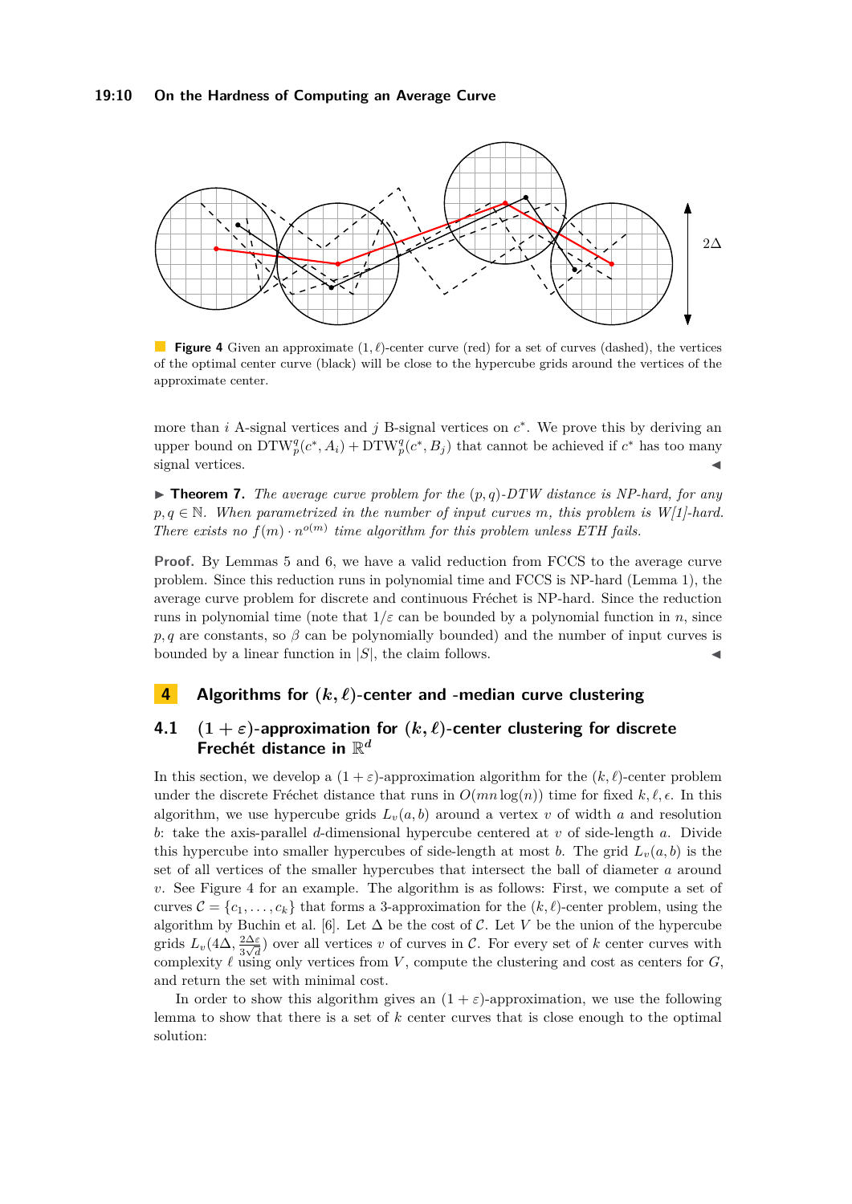**Figure 4** Given an approximate $(1,\ell)$-center curve (red) for a set of curves (dashed), the vertices of the optimal center curve (black) will be close to the hypercube grids around the vertices of the approximate center.

more than $i$ A-signal vertices and $j$ B-signal vertices on $c^*$. We prove this by deriving an upper bound on $\text{DTW}_p^q(c^*, A_i) + \text{DTW}_p^q(c^*, B_j)$ that cannot be achieved if $c^*$ has too many signal vertices. ◀

▶ **Theorem 7.** *The average curve problem for the $(p,q)$-DTW distance is NP-hard, for any $p, q \in \mathbb{N}$. When parametrized in the number of input curves $m$, this problem is W[1]-hard. There exists no $f(m) \cdot n^{o(m)}$ time algorithm for this problem unless ETH fails.*

**Proof.** By Lemmas 5 and 6, we have a valid reduction from FCCS to the average curve problem. Since this reduction runs in polynomial time and FCCS is NP-hard (Lemma 1), the average curve problem for discrete and continuous Fréchet is NP-hard. Since the reduction runs in polynomial time (note that $1/\varepsilon$ can be bounded by a polynomial function in $n$, since $p, q$ are constants, so $\beta$ can be polynomially bounded) and the number of input curves is bounded by a linear function in $|S|$, the claim follows. ◀

# 4 Algorithms for $(k,\ell)$-center and -median curve clustering

## 4.1 $(1+\varepsilon)$-approximation for $(k,\ell)$-center clustering for discrete Frechét distance in $\mathbb{R}^d$

In this section, we develop a $(1+\varepsilon)$-approximation algorithm for the $(k,\ell)$-center problem under the discrete Fréchet distance that runs in $O(mn\log(n))$ time for fixed $k, \ell, \epsilon$. In this algorithm, we use hypercube grids $L_v(a,b)$ around a vertex $v$ of width $a$ and resolution $b$: take the axis-parallel $d$-dimensional hypercube centered at $v$ of side-length $a$. Divide this hypercube into smaller hypercubes of side-length at most $b$. The grid $L_v(a,b)$ is the set of all vertices of the smaller hypercubes that intersect the ball of diameter $a$ around $v$. See Figure 4 for an example. The algorithm is as follows: First, we compute a set of curves $\mathcal{C} = \{c_1, \dots, c_k\}$ that forms a 3-approximation for the $(k,\ell)$-center problem, using the algorithm by Buchin et al. [6]. Let $\Delta$ be the cost of $\mathcal{C}$. Let $V$ be the union of the hypercube grids $L_v(4\Delta, \frac{2\Delta\varepsilon}{3\sqrt{d}})$ over all vertices $v$ of curves in $\mathcal{C}$. For every set of $k$ center curves with complexity $\ell$ using only vertices from $V$, compute the clustering and cost as centers for $G$, and return the set with minimal cost.

In order to show this algorithm gives an $(1+\varepsilon)$-approximation, we use the following lemma to show that there is a set of $k$ center curves that is close enough to the optimal solution: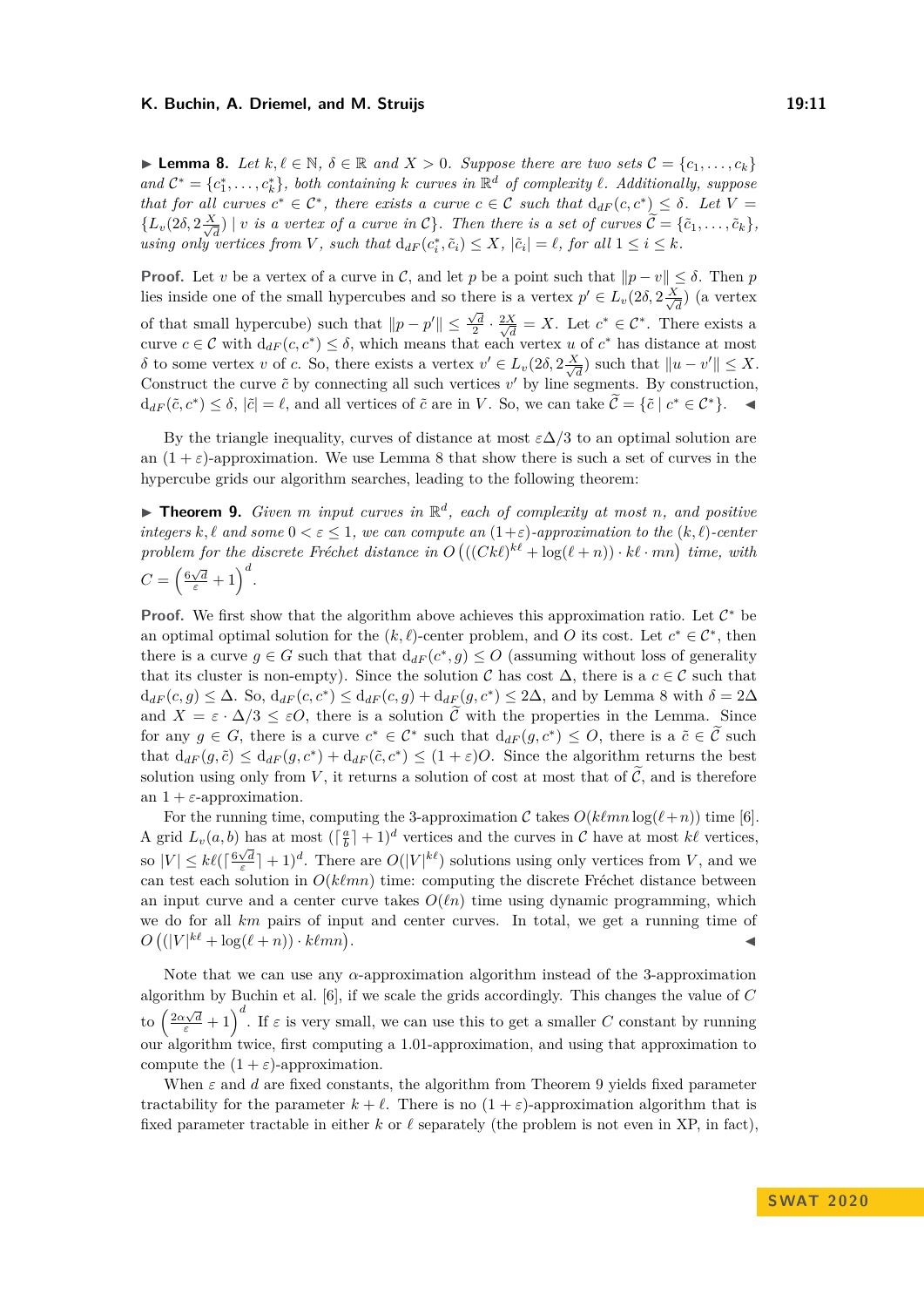▶ **Lemma 8.** *Let $k, \ell \in \mathbb{N}$, $\delta \in \mathbb{R}$ and $X > 0$. Suppose there are two sets $\mathcal{C} = \{c_1, \ldots, c_k\}$ and $\mathcal{C}^* = \{c_1^*, \ldots, c_k^*\}$, both containing $k$ curves in $\mathbb{R}^d$ of complexity $\ell$. Additionally, suppose that for all curves $c^* \in \mathcal{C}^*$, there exists a curve $c \in \mathcal{C}$ such that $\mathrm{d}_{dF}(c, c^*) \leq \delta$. Let $V = \{L_v(2\delta, 2\frac{X}{\sqrt{d}}) \mid v \text{ is a vertex of a curve in } \mathcal{C}\}$. Then there is a set of curves $\widetilde{\mathcal{C}} = \{\tilde{c}_1, \ldots, \tilde{c}_k\}$, using only vertices from $V$, such that $\mathrm{d}_{dF}(c_i^*, \tilde{c}_i) \leq X$, $|\tilde{c}_i| = \ell$, for all $1 \leq i \leq k$.*

**Proof.** Let $v$ be a vertex of a curve in $\mathcal{C}$, and let $p$ be a point such that $\|p - v\| \leq \delta$. Then $p$ lies inside one of the small hypercubes and so there is a vertex $p' \in L_v(2\delta, 2\frac{X}{\sqrt{d}})$ (a vertex of that small hypercube) such that $\|p - p'\| \leq \frac{\sqrt{d}}{2} \cdot \frac{2X}{\sqrt{d}} = X$. Let $c^* \in \mathcal{C}^*$. There exists a curve $c \in \mathcal{C}$ with $\mathrm{d}_{dF}(c, c^*) \leq \delta$, which means that each vertex $u$ of $c^*$ has distance at most $\delta$ to some vertex $v$ of $c$. So, there exists a vertex $v' \in L_v(2\delta, 2\frac{X}{\sqrt{d}})$ such that $\|u - v'\| \leq X$. Construct the curve $\tilde{c}$ by connecting all such vertices $v'$ by line segments. By construction, $\mathrm{d}_{dF}(\tilde{c}, c^*) \leq \delta$, $|\tilde{c}| = \ell$, and all vertices of $\tilde{c}$ are in $V$. So, we can take $\widetilde{\mathcal{C}} = \{\tilde{c} \mid c^* \in \mathcal{C}^*\}$. ◀

By the triangle inequality, curves of distance at most $\varepsilon\Delta/3$ to an optimal solution are an $(1+\varepsilon)$-approximation. We use Lemma 8 that show there is such a set of curves in the hypercube grids our algorithm searches, leading to the following theorem:

▶ **Theorem 9.** *Given $m$ input curves in $\mathbb{R}^d$, each of complexity at most $n$, and positive integers $k, \ell$ and some $0 < \varepsilon \leq 1$, we can compute an $(1+\varepsilon)$-approximation to the $(k, \ell)$-center problem for the discrete Fréchet distance in $O\left(((Ck\ell)^{k\ell} + \log(\ell + n)) \cdot k\ell \cdot mn\right)$ time, with $C = \left(\frac{6\sqrt{d}}{\varepsilon} + 1\right)^d$.*

**Proof.** We first show that the algorithm above achieves this approximation ratio. Let $\mathcal{C}^*$ be an optimal optimal solution for the $(k, \ell)$-center problem, and $O$ its cost. Let $c^* \in \mathcal{C}^*$, then there is a curve $g \in G$ such that that $\mathrm{d}_{dF}(c^*, g) \leq O$ (assuming without loss of generality that its cluster is non-empty). Since the solution $\mathcal{C}$ has cost $\Delta$, there is a $c \in \mathcal{C}$ such that $\mathrm{d}_{dF}(c, g) \leq \Delta$. So, $\mathrm{d}_{dF}(c, c^*) \leq \mathrm{d}_{dF}(c, g) + \mathrm{d}_{dF}(g, c^*) \leq 2\Delta$, and by Lemma 8 with $\delta = 2\Delta$ and $X = \varepsilon \cdot \Delta/3 \leq \varepsilon O$, there is a solution $\widetilde{\mathcal{C}}$ with the properties in the Lemma. Since for any $g \in G$, there is a curve $c^* \in \mathcal{C}^*$ such that $\mathrm{d}_{dF}(g, c^*) \leq O$, there is a $\tilde{c} \in \widetilde{\mathcal{C}}$ such that $\mathrm{d}_{dF}(g, \tilde{c}) \leq \mathrm{d}_{dF}(g, c^*) + \mathrm{d}_{dF}(\tilde{c}, c^*) \leq (1+\varepsilon)O$. Since the algorithm returns the best solution using only from $V$, it returns a solution of cost at most that of $\widetilde{\mathcal{C}}$, and is therefore an $1+\varepsilon$-approximation.

For the running time, computing the 3-approximation $\mathcal{C}$ takes $O(k\ell mn \log(\ell + n))$ time [6]. A grid $L_v(a, b)$ has at most $(\lceil \frac{a}{b} \rceil + 1)^d$ vertices and the curves in $\mathcal{C}$ have at most $k\ell$ vertices, so $|V| \leq k\ell(\lceil \frac{6\sqrt{d}}{\varepsilon} \rceil + 1)^d$. There are $O(|V|^{k\ell})$ solutions using only vertices from $V$, and we can test each solution in $O(k\ell mn)$ time: computing the discrete Fréchet distance between an input curve and a center curve takes $O(\ell n)$ time using dynamic programming, which we do for all $km$ pairs of input and center curves. In total, we get a running time of $O\left((|V|^{k\ell} + \log(\ell + n)) \cdot k\ell mn\right)$. ◀

Note that we can use any $\alpha$-approximation algorithm instead of the 3-approximation algorithm by Buchin et al. [6], if we scale the grids accordingly. This changes the value of $C$ to $\left(\frac{2\alpha\sqrt{d}}{\varepsilon} + 1\right)^d$. If $\varepsilon$ is very small, we can use this to get a smaller $C$ constant by running our algorithm twice, first computing a 1.01-approximation, and using that approximation to compute the $(1+\varepsilon)$-approximation.

When $\varepsilon$ and $d$ are fixed constants, the algorithm from Theorem 9 yields fixed parameter tractability for the parameter $k + \ell$. There is no $(1+\varepsilon)$-approximation algorithm that is fixed parameter tractable in either $k$ or $\ell$ separately (the problem is not even in XP, in fact),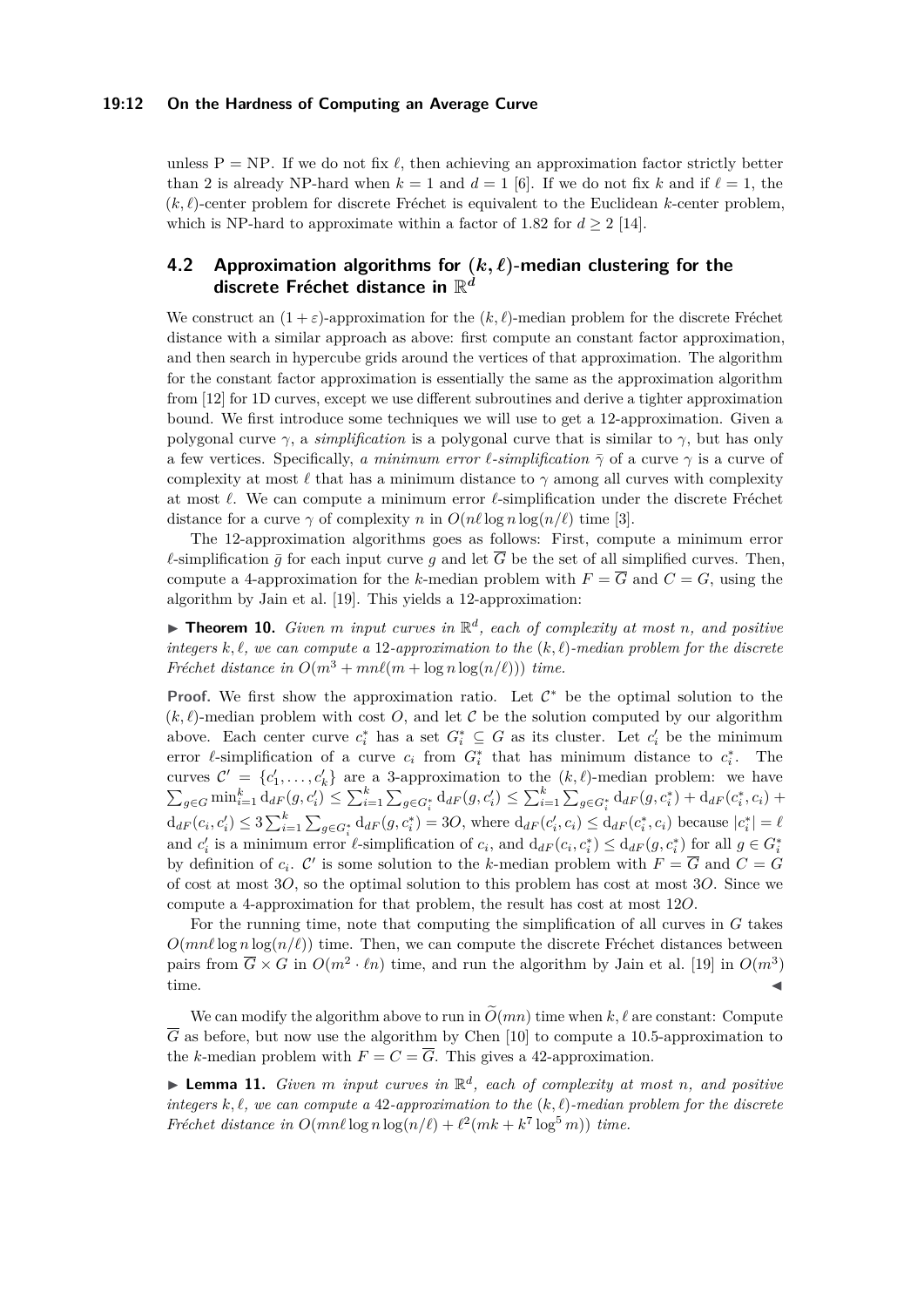unless P = NP. If we do not fix $\ell$, then achieving an approximation factor strictly better than 2 is already NP-hard when $k = 1$ and $d = 1$ [6]. If we do not fix $k$ and if $\ell = 1$, the $(k, \ell)$-center problem for discrete Fréchet is equivalent to the Euclidean $k$-center problem, which is NP-hard to approximate within a factor of 1.82 for $d \geq 2$ [14].

## 4.2 Approximation algorithms for $(k, \ell)$-median clustering for the discrete Fréchet distance in $\mathbb{R}^d$

We construct an $(1 + \varepsilon)$-approximation for the $(k, \ell)$-median problem for the discrete Fréchet distance with a similar approach as above: first compute an constant factor approximation, and then search in hypercube grids around the vertices of that approximation. The algorithm for the constant factor approximation is essentially the same as the approximation algorithm from [12] for 1D curves, except we use different subroutines and derive a tighter approximation bound. We first introduce some techniques we will use to get a 12-approximation. Given a polygonal curve $\gamma$, a *simplification* is a polygonal curve that is similar to $\gamma$, but has only a few vertices. Specifically, *a minimum error $\ell$-simplification* $\bar{\gamma}$ of a curve $\gamma$ is a curve of complexity at most $\ell$ that has a minimum distance to $\gamma$ among all curves with complexity at most $\ell$. We can compute a minimum error $\ell$-simplification under the discrete Fréchet distance for a curve $\gamma$ of complexity $n$ in $O(n\ell \log n \log(n/\ell))$ time [3].

The 12-approximation algorithms goes as follows: First, compute a minimum error $\ell$-simplification $\bar{g}$ for each input curve $g$ and let $\overline{G}$ be the set of all simplified curves. Then, compute a 4-approximation for the $k$-median problem with $F = \overline{G}$ and $C = G$, using the algorithm by Jain et al. [19]. This yields a 12-approximation:

▶ **Theorem 10.** *Given $m$ input curves in $\mathbb{R}^d$, each of complexity at most $n$, and positive integers $k, \ell$, we can compute a 12-approximation to the $(k, \ell)$-median problem for the discrete Fréchet distance in $O(m^3 + mn\ell(m + \log n \log(n/\ell)))$ time.*

**Proof.** We first show the approximation ratio. Let $\mathcal{C}^*$ be the optimal solution to the $(k, \ell)$-median problem with cost $O$, and let $\mathcal{C}$ be the solution computed by our algorithm above. Each center curve $c_i^*$ has a set $G_i^* \subseteq G$ as its cluster. Let $c_i'$ be the minimum error $\ell$-simplification of a curve $c_i$ from $G_i^*$ that has minimum distance to $c_i^*$. The curves $\mathcal{C}' = \{c_1', \ldots, c_k'\}$ are a 3-approximation to the $(k, \ell)$-median problem: we have $\sum_{g \in G} \min_{i=1}^k \mathrm{d}_{dF}(g, c_i') \leq \sum_{i=1}^k \sum_{g \in G_i^*} \mathrm{d}_{dF}(g, c_i') \leq \sum_{i=1}^k \sum_{g \in G_i^*} \mathrm{d}_{dF}(g, c_i^*) + \mathrm{d}_{dF}(c_i^*, c_i) + \mathrm{d}_{dF}(c_i, c_i') \leq 3 \sum_{i=1}^k \sum_{g \in G_i^*} \mathrm{d}_{dF}(g, c_i^*) = 3O$, where $\mathrm{d}_{dF}(c_i', c_i) \leq \mathrm{d}_{dF}(c_i^*, c_i)$ because $|c_i^*| = \ell$ and $c_i'$ is a minimum error $\ell$-simplification of $c_i$, and $\mathrm{d}_{dF}(c_i, c_i^*) \leq \mathrm{d}_{dF}(g, c_i^*)$ for all $g \in G_i^*$ by definition of $c_i$. $\mathcal{C}'$ is some solution to the $k$-median problem with $F = \overline{G}$ and $C = G$ of cost at most $3O$, so the optimal solution to this problem has cost at most $3O$. Since we compute a 4-approximation for that problem, the result has cost at most $12O$.

For the running time, note that computing the simplification of all curves in $G$ takes $O(mn\ell \log n \log(n/\ell))$ time. Then, we can compute the discrete Fréchet distances between pairs from $\overline{G} \times G$ in $O(m^2 \cdot \ell n)$ time, and run the algorithm by Jain et al. [19] in $O(m^3)$ time. ◀

We can modify the algorithm above to run in $\widetilde{O}(mn)$ time when $k, \ell$ are constant: Compute $\overline{G}$ as before, but now use the algorithm by Chen [10] to compute a 10.5-approximation to the $k$-median problem with $F = C = \overline{G}$. This gives a 42-approximation.

▶ **Lemma 11.** *Given $m$ input curves in $\mathbb{R}^d$, each of complexity at most $n$, and positive integers $k, \ell$, we can compute a 42-approximation to the $(k, \ell)$-median problem for the discrete Fréchet distance in $O(mn\ell \log n \log(n/\ell) + \ell^2(mk + k^7 \log^5 m))$ time.*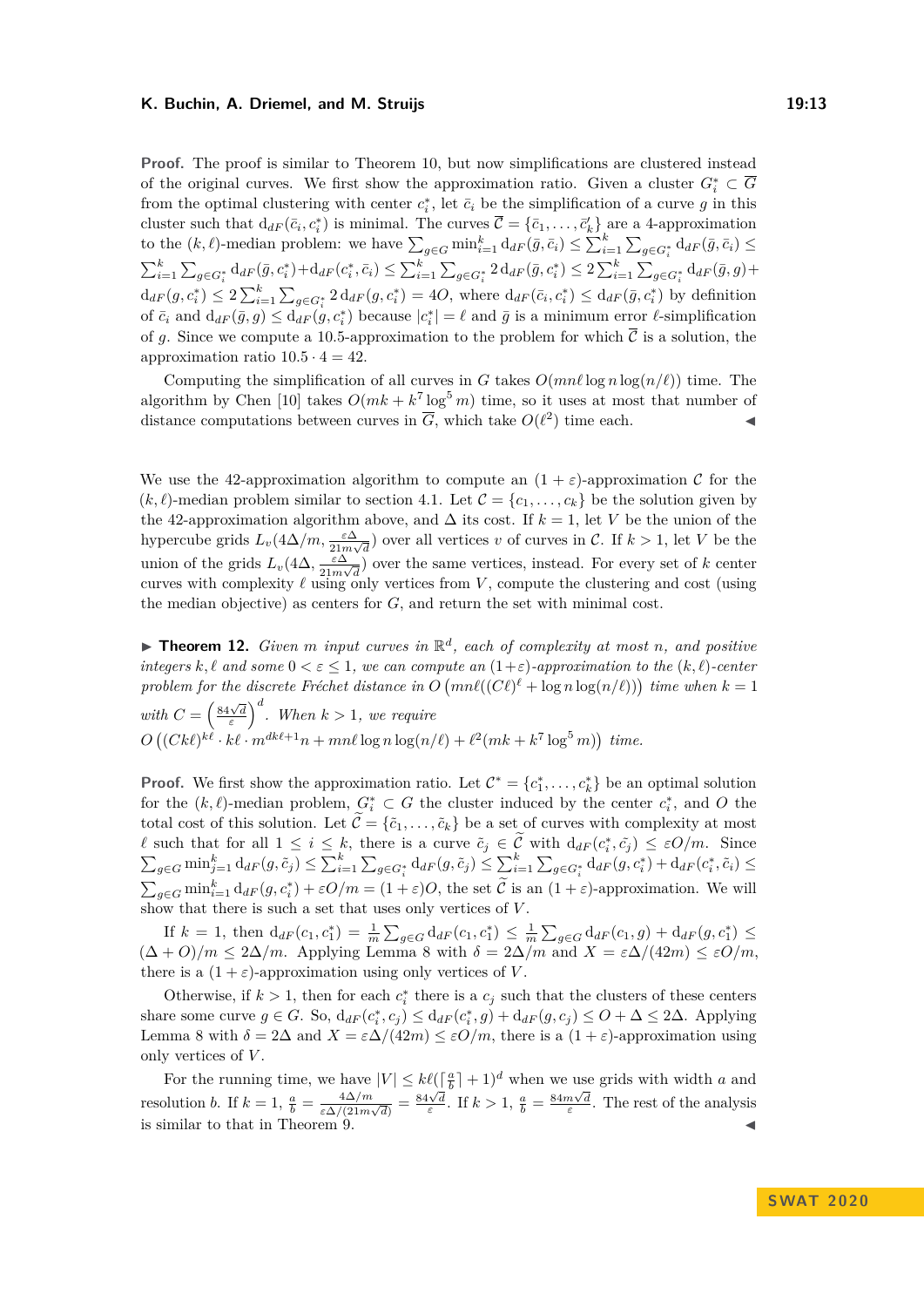**Proof.** The proof is similar to Theorem 10, but now simplifications are clustered instead of the original curves. We first show the approximation ratio. Given a cluster $G_i^* \subset \overline{G}$ from the optimal clustering with center $c_i^*$, let $\bar{c}_i$ be the simplification of a curve $g$ in this cluster such that $\mathrm{d}_{dF}(\bar{c}_i, c_i^*)$ is minimal. The curves $\overline{\mathcal{C}} = \{\bar{c}_1, \ldots, \bar{c}_k'\}$ are a 4-approximation to the $(k,\ell)$-median problem: we have $\sum_{g\in G} \min_{i=1}^k \mathrm{d}_{dF}(\bar{g}, \bar{c}_i) \le \sum_{i=1}^k \sum_{g\in G_i^*} \mathrm{d}_{dF}(\bar{g}, \bar{c}_i) \le \sum_{i=1}^k \sum_{g\in G_i^*} \mathrm{d}_{dF}(\bar{g}, c_i^*) + \mathrm{d}_{dF}(c_i^*, \bar{c}_i) \le \sum_{i=1}^k \sum_{g\in G_i^*} 2\,\mathrm{d}_{dF}(\bar{g}, c_i^*) \le 2\sum_{i=1}^k \sum_{g\in G_i^*} \mathrm{d}_{dF}(\bar{g}, g) + \mathrm{d}_{dF}(g, c_i^*) \le 2\sum_{i=1}^k \sum_{g\in G_i^*} 2\,\mathrm{d}_{dF}(g, c_i^*) = 4O$, where $\mathrm{d}_{dF}(\bar{c}_i, c_i^*) \le \mathrm{d}_{dF}(\bar{g}, c_i^*)$ by definition of $\bar{c}_i$ and $\mathrm{d}_{dF}(\bar{g}, g) \le \mathrm{d}_{dF}(g, c_i^*)$ because $|c_i^*| = \ell$ and $\bar{g}$ is a minimum error $\ell$-simplification of $g$. Since we compute a 10.5-approximation to the problem for which $\overline{\mathcal{C}}$ is a solution, the approximation ratio $10.5 \cdot 4 = 42$.

Computing the simplification of all curves in $G$ takes $O(mn\ell \log n \log(n/\ell))$ time. The algorithm by Chen [10] takes $O(mk + k^7 \log^5 m)$ time, so it uses at most that number of distance computations between curves in $\overline{G}$, which take $O(\ell^2)$ time each. ◀

We use the 42-approximation algorithm to compute an $(1+\varepsilon)$-approximation $\mathcal{C}$ for the $(k,\ell)$-median problem similar to section 4.1. Let $\mathcal{C} = \{c_1, \ldots, c_k\}$ be the solution given by the 42-approximation algorithm above, and $\Delta$ its cost. If $k = 1$, let $V$ be the union of the hypercube grids $L_v(4\Delta/m, \frac{\varepsilon\Delta}{21m\sqrt{d}})$ over all vertices $v$ of curves in $\mathcal{C}$. If $k > 1$, let $V$ be the union of the grids $L_v(4\Delta, \frac{\varepsilon\Delta}{21m\sqrt{d}})$ over the same vertices, instead. For every set of $k$ center curves with complexity $\ell$ using only vertices from $V$, compute the clustering and cost (using the median objective) as centers for $G$, and return the set with minimal cost.

▶ **Theorem 12.** *Given $m$ input curves in $\mathbb{R}^d$, each of complexity at most $n$, and positive integers $k, \ell$ and some $0 < \varepsilon \le 1$, we can compute an $(1+\varepsilon)$-approximation to the $(k,\ell)$-center problem for the discrete Fréchet distance in $O\left(mn\ell((C\ell)^\ell + \log n \log(n/\ell))\right)$ time when $k = 1$ with $C = \left(\frac{84\sqrt{d}}{\varepsilon}\right)^d$. When $k > 1$, we require $O\left((Ck\ell)^{k\ell} \cdot k\ell \cdot m^{dk\ell+1} n + mn\ell \log n \log(n/\ell) + \ell^2(mk + k^7 \log^5 m)\right)$ time.*

**Proof.** We first show the approximation ratio. Let $\mathcal{C}^* = \{c_1^*, \ldots, c_k^*\}$ be an optimal solution for the $(k,\ell)$-median problem, $G_i^* \subset G$ the cluster induced by the center $c_i^*$, and $O$ the total cost of this solution. Let $\tilde{\mathcal{C}} = \{\tilde{c}_1, \ldots, \tilde{c}_k\}$ be a set of curves with complexity at most $\ell$ such that for all $1 \le i \le k$, there is a curve $\tilde{c}_j \in \tilde{\mathcal{C}}$ with $\mathrm{d}_{dF}(c_i^*, \tilde{c}_j) \le \varepsilon O/m$. Since $\sum_{g\in G} \min_{j=1}^k \mathrm{d}_{dF}(g, \tilde{c}_j) \le \sum_{i=1}^k \sum_{g\in G_i^*} \mathrm{d}_{dF}(g, \tilde{c}_j) \le \sum_{i=1}^k \sum_{g\in G_i^*} \mathrm{d}_{dF}(g, c_i^*) + \mathrm{d}_{dF}(c_i^*, \tilde{c}_i) \le \sum_{g\in G} \min_{i=1}^k \mathrm{d}_{dF}(g, c_i^*) + \varepsilon O/m = (1+\varepsilon)O$, the set $\tilde{\mathcal{C}}$ is an $(1+\varepsilon)$-approximation. We will show that there is such a set that uses only vertices of $V$.

If $k = 1$, then $\mathrm{d}_{dF}(c_1, c_1^*) = \frac{1}{m}\sum_{g\in G} \mathrm{d}_{dF}(c_1, c_1^*) \le \frac{1}{m}\sum_{g\in G} \mathrm{d}_{dF}(c_1, g) + \mathrm{d}_{dF}(g, c_1^*) \le (\Delta + O)/m \le 2\Delta/m$. Applying Lemma 8 with $\delta = 2\Delta/m$ and $X = \varepsilon\Delta/(42m) \le \varepsilon O/m$, there is a $(1+\varepsilon)$-approximation using only vertices of $V$.

Otherwise, if $k > 1$, then for each $c_i^*$ there is a $c_j$ such that the clusters of these centers share some curve $g \in G$. So, $\mathrm{d}_{dF}(c_i^*, c_j) \le \mathrm{d}_{dF}(c_i^*, g) + \mathrm{d}_{dF}(g, c_j) \le O + \Delta \le 2\Delta$. Applying Lemma 8 with $\delta = 2\Delta$ and $X = \varepsilon\Delta/(42m) \le \varepsilon O/m$, there is a $(1+\varepsilon)$-approximation using only vertices of $V$.

For the running time, we have $|V| \le k\ell(\lceil \frac{a}{b} \rceil + 1)^d$ when we use grids with width $a$ and resolution $b$. If $k = 1$, $\frac{a}{b} = \frac{4\Delta/m}{\varepsilon\Delta/(21m\sqrt{d})} = \frac{84\sqrt{d}}{\varepsilon}$. If $k > 1$, $\frac{a}{b} = \frac{84m\sqrt{d}}{\varepsilon}$. The rest of the analysis is similar to that in Theorem 9. ◀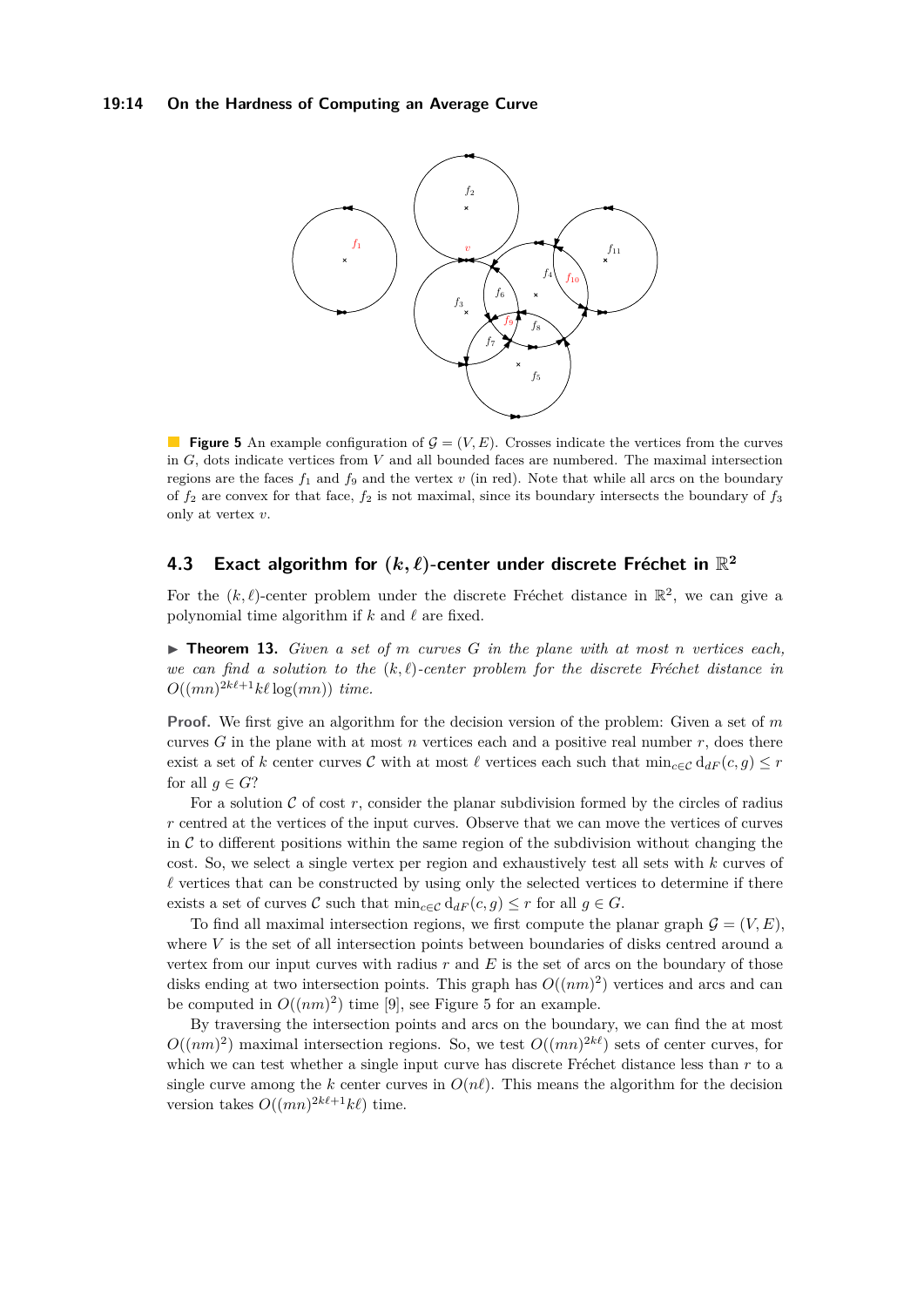**Figure 5** An example configuration of $\mathcal{G} = (V, E)$. Crosses indicate the vertices from the curves in $G$, dots indicate vertices from $V$ and all bounded faces are numbered. The maximal intersection regions are the faces $f_1$ and $f_9$ and the vertex $v$ (in red). Note that while all arcs on the boundary of $f_2$ are convex for that face, $f_2$ is not maximal, since its boundary intersects the boundary of $f_3$ only at vertex $v$.

## 4.3 Exact algorithm for $(k, \ell)$-center under discrete Fréchet in $\mathbb{R}^2$

For the $(k, \ell)$-center problem under the discrete Fréchet distance in $\mathbb{R}^2$, we can give a polynomial time algorithm if $k$ and $\ell$ are fixed.

▶ **Theorem 13.** *Given a set of $m$ curves $G$ in the plane with at most $n$ vertices each, we can find a solution to the $(k, \ell)$-center problem for the discrete Fréchet distance in $O((mn)^{2k\ell+1}k\ell \log(mn))$ time.*

**Proof.** We first give an algorithm for the decision version of the problem: Given a set of $m$ curves $G$ in the plane with at most $n$ vertices each and a positive real number $r$, does there exist a set of $k$ center curves $\mathcal{C}$ with at most $\ell$ vertices each such that $\min_{c \in \mathcal{C}} \mathrm{d}_{dF}(c, g) \leq r$ for all $g \in G$?

For a solution $\mathcal{C}$ of cost $r$, consider the planar subdivision formed by the circles of radius $r$ centred at the vertices of the input curves. Observe that we can move the vertices of curves in $\mathcal{C}$ to different positions within the same region of the subdivision without changing the cost. So, we select a single vertex per region and exhaustively test all sets with $k$ curves of $\ell$ vertices that can be constructed by using only the selected vertices to determine if there exists a set of curves $\mathcal{C}$ such that $\min_{c \in \mathcal{C}} \mathrm{d}_{dF}(c, g) \leq r$ for all $g \in G$.

To find all maximal intersection regions, we first compute the planar graph $\mathcal{G} = (V, E)$, where $V$ is the set of all intersection points between boundaries of disks centred around a vertex from our input curves with radius $r$ and $E$ is the set of arcs on the boundary of those disks ending at two intersection points. This graph has $O((nm)^2)$ vertices and arcs and can be computed in $O((nm)^2)$ time [9], see Figure 5 for an example.

By traversing the intersection points and arcs on the boundary, we can find the at most $O((nm)^2)$ maximal intersection regions. So, we test $O((mn)^{2k\ell})$ sets of center curves, for which we can test whether a single input curve has discrete Fréchet distance less than $r$ to a single curve among the $k$ center curves in $O(n\ell)$. This means the algorithm for the decision version takes $O((mn)^{2k\ell+1}k\ell)$ time.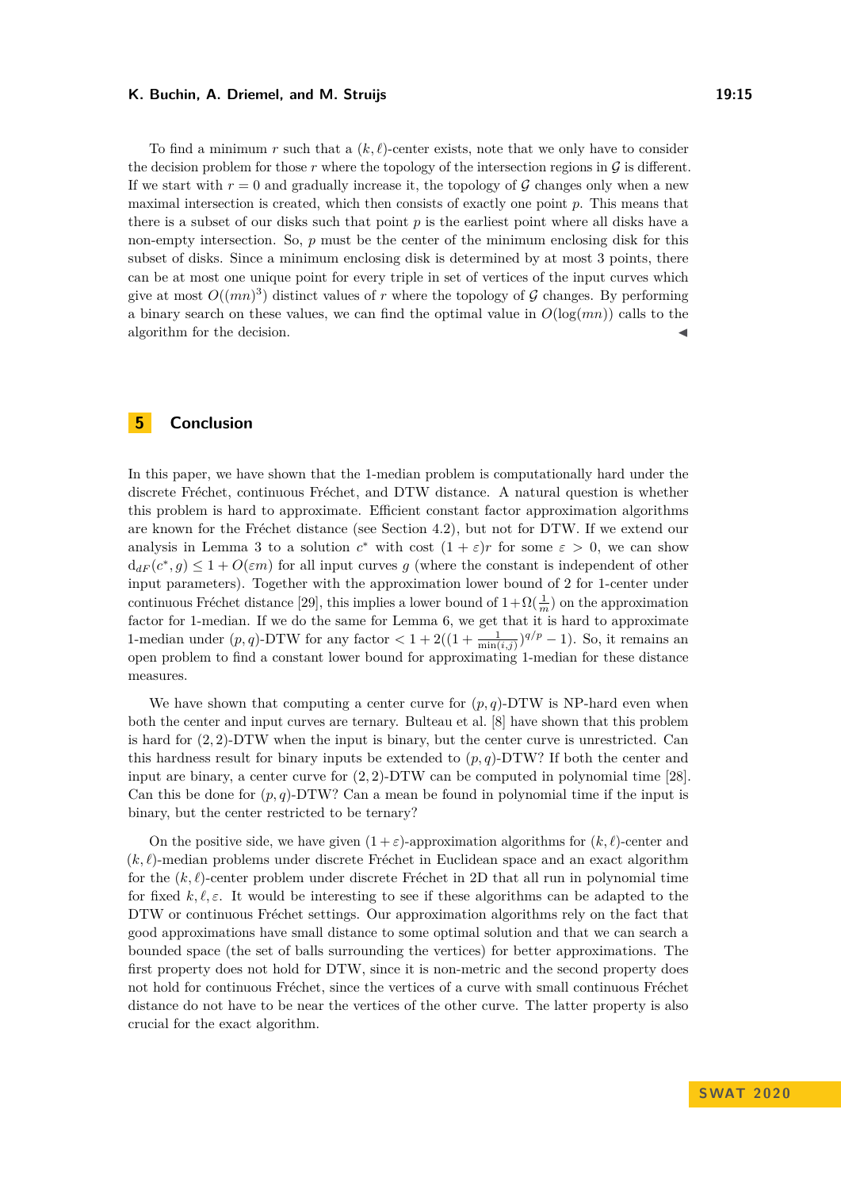To find a minimum $r$ such that a $(k,\ell)$-center exists, note that we only have to consider the decision problem for those $r$ where the topology of the intersection regions in $\mathcal{G}$ is different. If we start with $r = 0$ and gradually increase it, the topology of $\mathcal{G}$ changes only when a new maximal intersection is created, which then consists of exactly one point $p$. This means that there is a subset of our disks such that point $p$ is the earliest point where all disks have a non-empty intersection. So, $p$ must be the center of the minimum enclosing disk for this subset of disks. Since a minimum enclosing disk is determined by at most 3 points, there can be at most one unique point for every triple in set of vertices of the input curves which give at most $O((mn)^3)$ distinct values of $r$ where the topology of $\mathcal{G}$ changes. By performing a binary search on these values, we can find the optimal value in $O(\log(mn))$ calls to the algorithm for the decision. ◀

## 5 Conclusion

In this paper, we have shown that the 1-median problem is computationally hard under the discrete Fréchet, continuous Fréchet, and DTW distance. A natural question is whether this problem is hard to approximate. Efficient constant factor approximation algorithms are known for the Fréchet distance (see Section 4.2), but not for DTW. If we extend our analysis in Lemma 3 to a solution $c^*$ with cost $(1+\varepsilon)r$ for some $\varepsilon > 0$, we can show $\mathrm{d}_{dF}(c^*, g) \leq 1 + O(\varepsilon m)$ for all input curves $g$ (where the constant is independent of other input parameters). Together with the approximation lower bound of 2 for 1-center under continuous Fréchet distance [29], this implies a lower bound of $1 + \Omega(\frac{1}{m})$ on the approximation factor for 1-median. If we do the same for Lemma 6, we get that it is hard to approximate 1-median under $(p,q)$-DTW for any factor $< 1 + 2((1 + \frac{1}{\min(i,j)})^{q/p} - 1)$. So, it remains an open problem to find a constant lower bound for approximating 1-median for these distance measures.

We have shown that computing a center curve for $(p,q)$-DTW is NP-hard even when both the center and input curves are ternary. Bulteau et al. [8] have shown that this problem is hard for $(2,2)$-DTW when the input is binary, but the center curve is unrestricted. Can this hardness result for binary inputs be extended to $(p,q)$-DTW? If both the center and input are binary, a center curve for $(2,2)$-DTW can be computed in polynomial time [28]. Can this be done for $(p,q)$-DTW? Can a mean be found in polynomial time if the input is binary, but the center restricted to be ternary?

On the positive side, we have given $(1+\varepsilon)$-approximation algorithms for $(k,\ell)$-center and $(k,\ell)$-median problems under discrete Fréchet in Euclidean space and an exact algorithm for the $(k,\ell)$-center problem under discrete Fréchet in 2D that all run in polynomial time for fixed $k, \ell, \varepsilon$. It would be interesting to see if these algorithms can be adapted to the DTW or continuous Fréchet settings. Our approximation algorithms rely on the fact that good approximations have small distance to some optimal solution and that we can search a bounded space (the set of balls surrounding the vertices) for better approximations. The first property does not hold for DTW, since it is non-metric and the second property does not hold for continuous Fréchet, since the vertices of a curve with small continuous Fréchet distance do not have to be near the vertices of the other curve. The latter property is also crucial for the exact algorithm.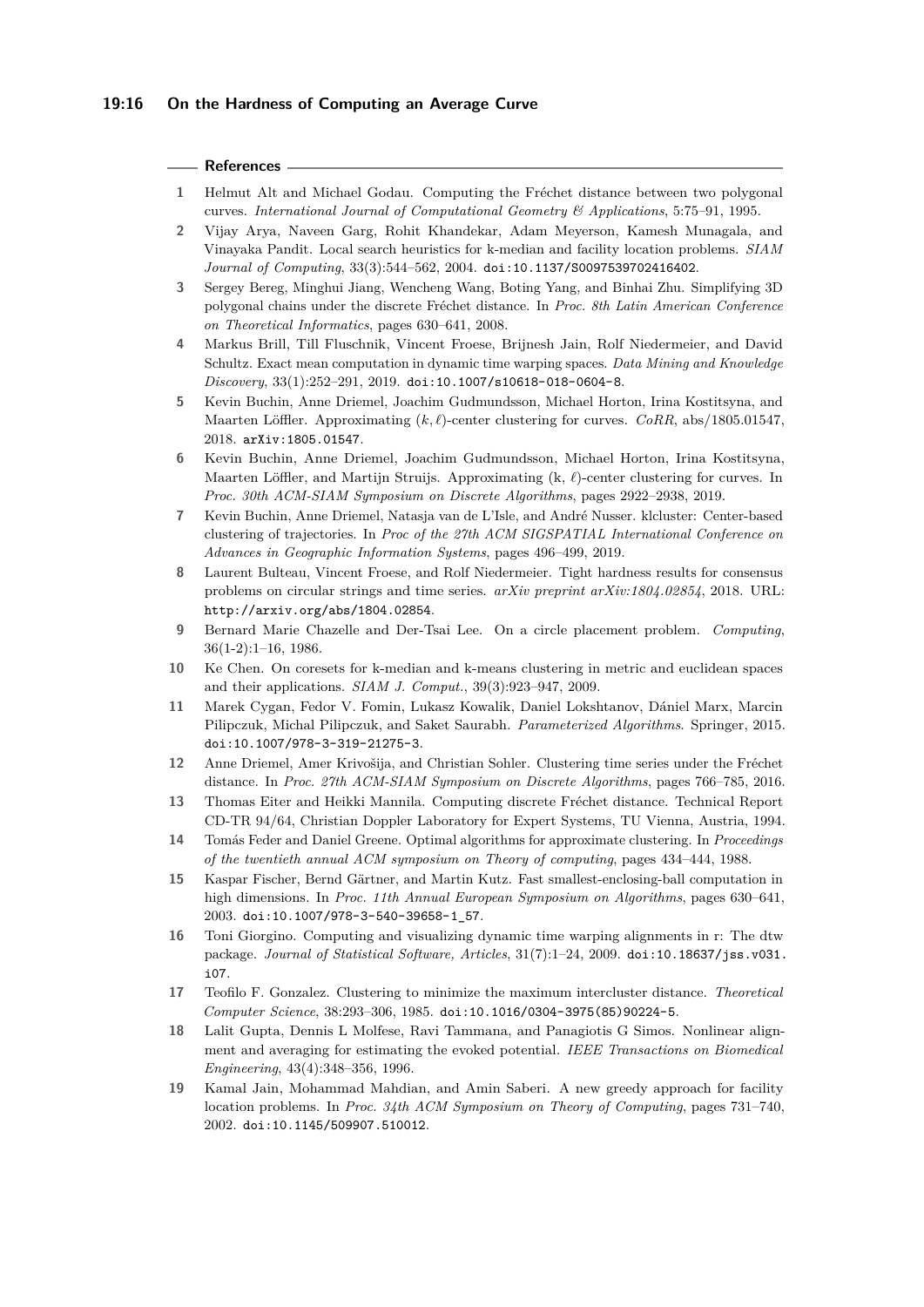## References

1. Helmut Alt and Michael Godau. Computing the Fréchet distance between two polygonal curves. *International Journal of Computational Geometry & Applications*, 5:75–91, 1995.
2. Vijay Arya, Naveen Garg, Rohit Khandekar, Adam Meyerson, Kamesh Munagala, and Vinayaka Pandit. Local search heuristics for k-median and facility location problems. *SIAM Journal of Computing*, 33(3):544–562, 2004. doi:10.1137/S0097539702416402.
3. Sergey Bereg, Minghui Jiang, Wencheng Wang, Boting Yang, and Binhai Zhu. Simplifying 3D polygonal chains under the discrete Fréchet distance. In *Proc. 8th Latin American Conference on Theoretical Informatics*, pages 630–641, 2008.
4. Markus Brill, Till Fluschnik, Vincent Froese, Brijnesh Jain, Rolf Niedermeier, and David Schultz. Exact mean computation in dynamic time warping spaces. *Data Mining and Knowledge Discovery*, 33(1):252–291, 2019. doi:10.1007/s10618-018-0604-8.
5. Kevin Buchin, Anne Driemel, Joachim Gudmundsson, Michael Horton, Irina Kostitsyna, and Maarten Löffler. Approximating $(k, \ell)$-center clustering for curves. *CoRR*, abs/1805.01547, 2018. arXiv:1805.01547.
6. Kevin Buchin, Anne Driemel, Joachim Gudmundsson, Michael Horton, Irina Kostitsyna, Maarten Löffler, and Martijn Struijs. Approximating (k, $\ell$)-center clustering for curves. In *Proc. 30th ACM-SIAM Symposium on Discrete Algorithms*, pages 2922–2938, 2019.
7. Kevin Buchin, Anne Driemel, Natasja van de L'Isle, and André Nusser. klcluster: Center-based clustering of trajectories. In *Proc of the 27th ACM SIGSPATIAL International Conference on Advances in Geographic Information Systems*, pages 496–499, 2019.
8. Laurent Bulteau, Vincent Froese, and Rolf Niedermeier. Tight hardness results for consensus problems on circular strings and time series. *arXiv preprint arXiv:1804.02854*, 2018. URL: http://arxiv.org/abs/1804.02854.
9. Bernard Marie Chazelle and Der-Tsai Lee. On a circle placement problem. *Computing*, 36(1-2):1–16, 1986.
10. Ke Chen. On coresets for k-median and k-means clustering in metric and euclidean spaces and their applications. *SIAM J. Comput.*, 39(3):923–947, 2009.
11. Marek Cygan, Fedor V. Fomin, Lukasz Kowalik, Daniel Lokshtanov, Dániel Marx, Marcin Pilipczuk, Michal Pilipczuk, and Saket Saurabh. *Parameterized Algorithms*. Springer, 2015. doi:10.1007/978-3-319-21275-3.
12. Anne Driemel, Amer Krivošija, and Christian Sohler. Clustering time series under the Fréchet distance. In *Proc. 27th ACM-SIAM Symposium on Discrete Algorithms*, pages 766–785, 2016.
13. Thomas Eiter and Heikki Mannila. Computing discrete Fréchet distance. Technical Report CD-TR 94/64, Christian Doppler Laboratory for Expert Systems, TU Vienna, Austria, 1994.
14. Tomás Feder and Daniel Greene. Optimal algorithms for approximate clustering. In *Proceedings of the twentieth annual ACM symposium on Theory of computing*, pages 434–444, 1988.
15. Kaspar Fischer, Bernd Gärtner, and Martin Kutz. Fast smallest-enclosing-ball computation in high dimensions. In *Proc. 11th Annual European Symposium on Algorithms*, pages 630–641, 2003. doi:10.1007/978-3-540-39658-1_57.
16. Toni Giorgino. Computing and visualizing dynamic time warping alignments in r: The dtw package. *Journal of Statistical Software, Articles*, 31(7):1–24, 2009. doi:10.18637/jss.v031.i07.
17. Teofilo F. Gonzalez. Clustering to minimize the maximum intercluster distance. *Theoretical Computer Science*, 38:293–306, 1985. doi:10.1016/0304-3975(85)90224-5.
18. Lalit Gupta, Dennis L Molfese, Ravi Tammana, and Panagiotis G Simos. Nonlinear alignment and averaging for estimating the evoked potential. *IEEE Transactions on Biomedical Engineering*, 43(4):348–356, 1996.
19. Kamal Jain, Mohammad Mahdian, and Amin Saberi. A new greedy approach for facility location problems. In *Proc. 34th ACM Symposium on Theory of Computing*, pages 731–740, 2002. doi:10.1145/509907.510012.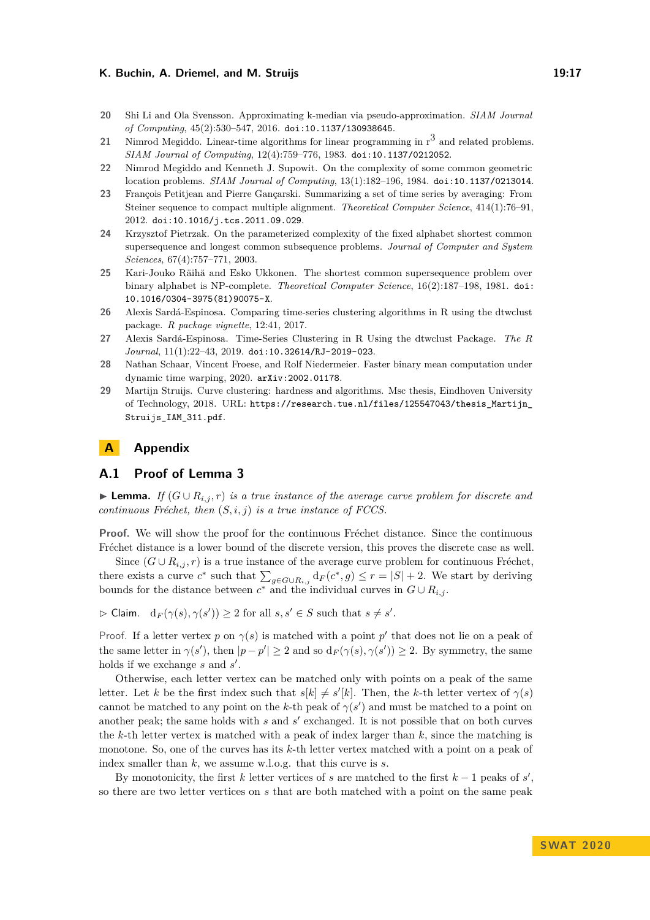20 Shi Li and Ola Svensson. Approximating k-median via pseudo-approximation. *SIAM Journal of Computing*, 45(2):530–547, 2016. doi:10.1137/130938645.

21 Nimrod Megiddo. Linear-time algorithms for linear programming in r$^3$ and related problems. *SIAM Journal of Computing*, 12(4):759–776, 1983. doi:10.1137/0212052.

22 Nimrod Megiddo and Kenneth J. Supowit. On the complexity of some common geometric location problems. *SIAM Journal of Computing*, 13(1):182–196, 1984. doi:10.1137/0213014.

23 François Petitjean and Pierre Gançarski. Summarizing a set of time series by averaging: From Steiner sequence to compact multiple alignment. *Theoretical Computer Science*, 414(1):76–91, 2012. doi:10.1016/j.tcs.2011.09.029.

24 Krzysztof Pietrzak. On the parameterized complexity of the fixed alphabet shortest common supersequence and longest common subsequence problems. *Journal of Computer and System Sciences*, 67(4):757–771, 2003.

25 Kari-Jouko Räihä and Esko Ukkonen. The shortest common supersequence problem over binary alphabet is NP-complete. *Theoretical Computer Science*, 16(2):187–198, 1981. doi:10.1016/0304-3975(81)90075-X.

26 Alexis Sardá-Espinosa. Comparing time-series clustering algorithms in R using the dtwclust package. *R package vignette*, 12:41, 2017.

27 Alexis Sardá-Espinosa. Time-Series Clustering in R Using the dtwclust Package. *The R Journal*, 11(1):22–43, 2019. doi:10.32614/RJ-2019-023.

28 Nathan Schaar, Vincent Froese, and Rolf Niedermeier. Faster binary mean computation under dynamic time warping, 2020. arXiv:2002.01178.

29 Martijn Struijs. Curve clustering: hardness and algorithms. Msc thesis, Eindhoven University of Technology, 2018. URL: https://research.tue.nl/files/125547043/thesis_Martijn_Struijs_IAM_311.pdf.

# A Appendix

## A.1 Proof of Lemma 3

▶ **Lemma.** *If $(G \cup R_{i,j}, r)$ is a true instance of the average curve problem for discrete and continuous Fréchet, then $(S, i, j)$ is a true instance of FCCS.*

**Proof.** We will show the proof for the continuous Fréchet distance. Since the continuous Fréchet distance is a lower bound of the discrete version, this proves the discrete case as well.

Since $(G \cup R_{i,j}, r)$ is a true instance of the average curve problem for continuous Fréchet, there exists a curve $c^*$ such that $\sum_{g \in G \cup R_{i,j}} \mathrm{d}_F(c^*, g) \leq r = |S| + 2$. We start by deriving bounds for the distance between $c^*$ and the individual curves in $G \cup R_{i,j}$.

▷ Claim. $\mathrm{d}_F(\gamma(s), \gamma(s')) \geq 2$ for all $s, s' \in S$ such that $s \neq s'$.

Proof. If a letter vertex $p$ on $\gamma(s)$ is matched with a point $p'$ that does not lie on a peak of the same letter in $\gamma(s')$, then $|p - p'| \geq 2$ and so $\mathrm{d}_F(\gamma(s), \gamma(s')) \geq 2$. By symmetry, the same holds if we exchange $s$ and $s'$.

Otherwise, each letter vertex can be matched only with points on a peak of the same letter. Let $k$ be the first index such that $s[k] \neq s'[k]$. Then, the $k$-th letter vertex of $\gamma(s)$ cannot be matched to any point on the $k$-th peak of $\gamma(s')$ and must be matched to a point on another peak; the same holds with $s$ and $s'$ exchanged. It is not possible that on both curves the $k$-th letter vertex is matched with a peak of index larger than $k$, since the matching is monotone. So, one of the curves has its $k$-th letter vertex matched with a point on a peak of index smaller than $k$, we assume w.l.o.g. that this curve is $s$.

By monotonicity, the first $k$ letter vertices of $s$ are matched to the first $k - 1$ peaks of $s'$, so there are two letter vertices on $s$ that are both matched with a point on the same peak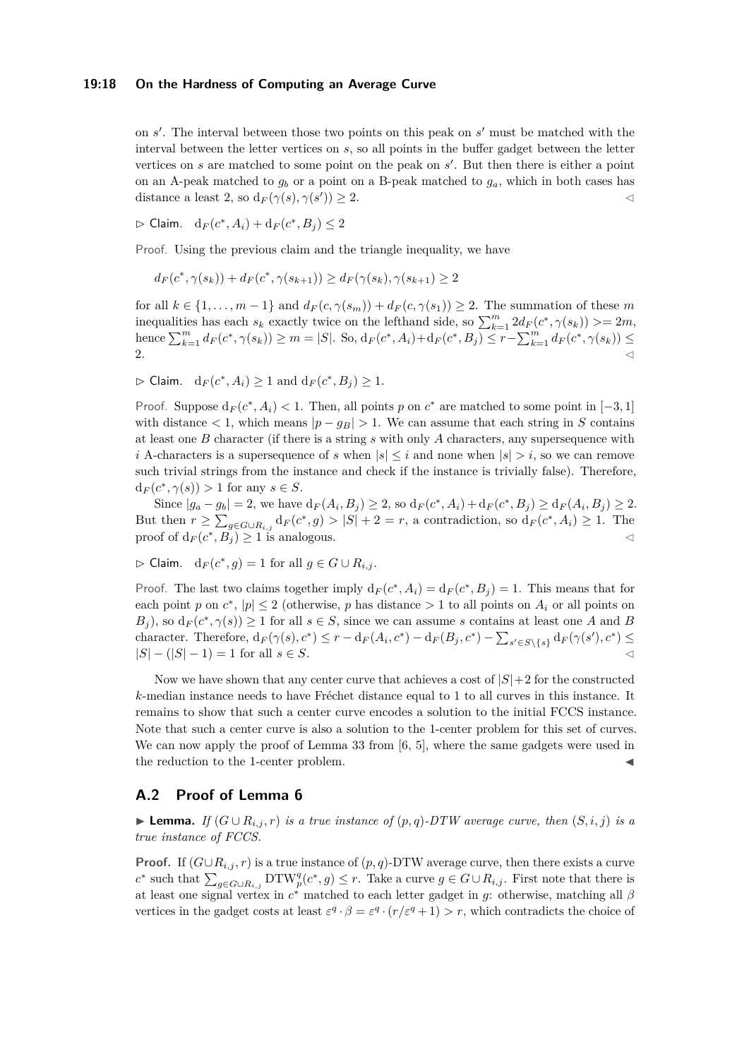on $s'$. The interval between those two points on this peak on $s'$ must be matched with the interval between the letter vertices on $s$, so all points in the buffer gadget between the letter vertices on $s$ are matched to some point on the peak on $s'$. But then there is either a point on an A-peak matched to $g_b$ or a point on a B-peak matched to $g_a$, which in both cases has distance a least 2, so $\mathrm{d}_F(\gamma(s), \gamma(s')) \geq 2$. ◁

▷ Claim. $\mathrm{d}_F(c^*, A_i) + \mathrm{d}_F(c^*, B_j) \leq 2$

*Proof.* Using the previous claim and the triangle inequality, we have

$$d_F(c^*, \gamma(s_k)) + d_F(c^*, \gamma(s_{k+1})) \geq d_F(\gamma(s_k), \gamma(s_{k+1})) \geq 2$$

for all $k \in \{1, \ldots, m-1\}$ and $d_F(c, \gamma(s_m)) + d_F(c, \gamma(s_1)) \geq 2$. The summation of these $m$ inequalities has each $s_k$ exactly twice on the lefthand side, so $\sum_{k=1}^{m} 2d_F(c^*, \gamma(s_k)) >= 2m$, hence $\sum_{k=1}^{m} d_F(c^*, \gamma(s_k)) \geq m = |S|$. So, $\mathrm{d}_F(c^*, A_i) + \mathrm{d}_F(c^*, B_j) \leq r - \sum_{k=1}^{m} d_F(c^*, \gamma(s_k)) \leq 2$. ◁

▷ Claim. $\mathrm{d}_F(c^*, A_i) \geq 1$ and $\mathrm{d}_F(c^*, B_j) \geq 1$.

*Proof.* Suppose $\mathrm{d}_F(c^*, A_i) < 1$. Then, all points $p$ on $c^*$ are matched to some point in $[-3, 1]$ with distance $< 1$, which means $|p - g_B| > 1$. We can assume that each string in $S$ contains at least one $B$ character (if there is a string $s$ with only $A$ characters, any supersequence with $i$ A-characters is a supersequence of $s$ when $|s| \leq i$ and none when $|s| > i$, so we can remove such trivial strings from the instance and check if the instance is trivially false). Therefore, $\mathrm{d}_F(c^*, \gamma(s)) > 1$ for any $s \in S$.

Since $|g_a - g_b| = 2$, we have $\mathrm{d}_F(A_i, B_j) \geq 2$, so $\mathrm{d}_F(c^*, A_i) + \mathrm{d}_F(c^*, B_j) \geq \mathrm{d}_F(A_i, B_j) \geq 2$. But then $r \geq \sum_{g \in G \cup R_{i,j}} \mathrm{d}_F(c^*, g) > |S| + 2 = r$, a contradiction, so $\mathrm{d}_F(c^*, A_i) \geq 1$. The proof of $\mathrm{d}_F(c^*, B_j) \geq 1$ is analogous. ◁

▷ Claim. $\mathrm{d}_F(c^*, g) = 1$ for all $g \in G \cup R_{i,j}$.

*Proof.* The last two claims together imply $\mathrm{d}_F(c^*, A_i) = \mathrm{d}_F(c^*, B_j) = 1$. This means that for each point $p$ on $c^*$, $|p| \leq 2$ (otherwise, $p$ has distance $> 1$ to all points on $A_i$ or all points on $B_j$), so $\mathrm{d}_F(c^*, \gamma(s)) \geq 1$ for all $s \in S$, since we can assume $s$ contains at least one $A$ and $B$ character. Therefore, $\mathrm{d}_F(\gamma(s), c^*) \leq r - \mathrm{d}_F(A_i, c^*) - \mathrm{d}_F(B_j, c^*) - \sum_{s' \in S \setminus \{s\}} \mathrm{d}_F(\gamma(s'), c^*) \leq |S| - (|S| - 1) = 1$ for all $s \in S$. ◁

Now we have shown that any center curve that achieves a cost of $|S|+2$ for the constructed $k$-median instance needs to have Fréchet distance equal to 1 to all curves in this instance. It remains to show that such a center curve encodes a solution to the initial FCCS instance. Note that such a center curve is also a solution to the 1-center problem for this set of curves. We can now apply the proof of Lemma 33 from [6, 5], where the same gadgets were used in the reduction to the 1-center problem. ◀

## A.2 Proof of Lemma 6

▶ **Lemma.** *If $(G \cup R_{i,j}, r)$ is a true instance of $(p, q)$-DTW average curve, then $(S, i, j)$ is a true instance of FCCS.*

**Proof.** If $(G \cup R_{i,j}, r)$ is a true instance of $(p, q)$-DTW average curve, then there exists a curve $c^*$ such that $\sum_{g \in G \cup R_{i,j}} \mathrm{DTW}_p^q(c^*, g) \leq r$. Take a curve $g \in G \cup R_{i,j}$. First note that there is at least one signal vertex in $c^*$ matched to each letter gadget in $g$: otherwise, matching all $\beta$ vertices in the gadget costs at least $\varepsilon^q \cdot \beta = \varepsilon^q \cdot (r/\varepsilon^q + 1) > r$, which contradicts the choice of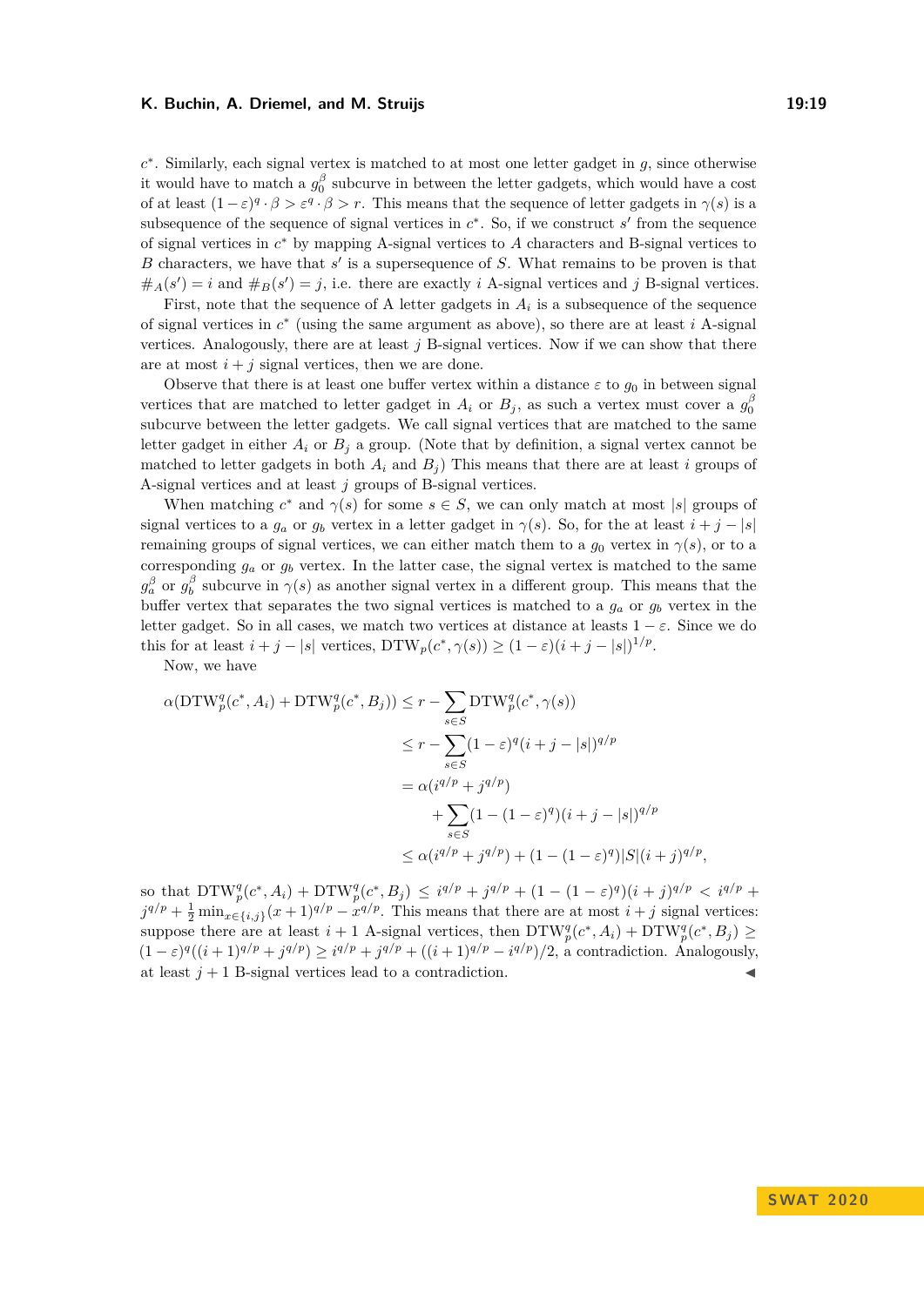$c^*$. Similarly, each signal vertex is matched to at most one letter gadget in $g$, since otherwise it would have to match a $g_0^\beta$ subcurve in between the letter gadgets, which would have a cost of at least $(1-\varepsilon)^q \cdot \beta > \varepsilon^q \cdot \beta > r$. This means that the sequence of letter gadgets in $\gamma(s)$ is a subsequence of the sequence of signal vertices in $c^*$. So, if we construct $s'$ from the sequence of signal vertices in $c^*$ by mapping A-signal vertices to $A$ characters and B-signal vertices to $B$ characters, we have that $s'$ is a supersequence of $S$. What remains to be proven is that $\#_A(s') = i$ and $\#_B(s') = j$, i.e. there are exactly $i$ A-signal vertices and $j$ B-signal vertices.

First, note that the sequence of A letter gadgets in $A_i$ is a subsequence of the sequence of signal vertices in $c^*$ (using the same argument as above), so there are at least $i$ A-signal vertices. Analogously, there are at least $j$ B-signal vertices. Now if we can show that there are at most $i+j$ signal vertices, then we are done.

Observe that there is at least one buffer vertex within a distance $\varepsilon$ to $g_0$ in between signal vertices that are matched to letter gadget in $A_i$ or $B_j$, as such a vertex must cover a $g_0^\beta$ subcurve between the letter gadgets. We call signal vertices that are matched to the same letter gadget in either $A_i$ or $B_j$ a group. (Note that by definition, a signal vertex cannot be matched to letter gadgets in both $A_i$ and $B_j$) This means that there are at least $i$ groups of A-signal vertices and at least $j$ groups of B-signal vertices.

When matching $c^*$ and $\gamma(s)$ for some $s \in S$, we can only match at most $|s|$ groups of signal vertices to a $g_a$ or $g_b$ vertex in a letter gadget in $\gamma(s)$. So, for the at least $i+j-|s|$ remaining groups of signal vertices, we can either match them to a $g_0$ vertex in $\gamma(s)$, or to a corresponding $g_a$ or $g_b$ vertex. In the latter case, the signal vertex is matched to the same $g_a^\beta$ or $g_b^\beta$ subcurve in $\gamma(s)$ as another signal vertex in a different group. This means that the buffer vertex that separates the two signal vertices is matched to a $g_a$ or $g_b$ vertex in the letter gadget. So in all cases, we match two vertices at distance at leasts $1-\varepsilon$. Since we do this for at least $i+j-|s|$ vertices, $\mathrm{DTW}_p(c^*, \gamma(s)) \geq (1-\varepsilon)(i+j-|s|)^{1/p}$.

Now, we have

$$
\begin{aligned}
\alpha(\mathrm{DTW}_p^q(c^*, A_i) + \mathrm{DTW}_p^q(c^*, B_j)) &\leq r - \sum_{s \in S} \mathrm{DTW}_p^q(c^*, \gamma(s)) \\
&\leq r - \sum_{s \in S} (1-\varepsilon)^q (i+j-|s|)^{q/p} \\
&= \alpha(i^{q/p} + j^{q/p}) \\
&\quad + \sum_{s \in S} (1-(1-\varepsilon)^q)(i+j-|s|)^{q/p} \\
&\leq \alpha(i^{q/p} + j^{q/p}) + (1-(1-\varepsilon)^q)|S|(i+j)^{q/p},
\end{aligned}
$$

so that $\mathrm{DTW}_p^q(c^*, A_i) + \mathrm{DTW}_p^q(c^*, B_j) \leq i^{q/p} + j^{q/p} + (1-(1-\varepsilon)^q)(i+j)^{q/p} < i^{q/p} + j^{q/p} + \frac{1}{2}\min_{x \in \{i,j\}} (x+1)^{q/p} - x^{q/p}$. This means that there are at most $i+j$ signal vertices: suppose there are at least $i+1$ A-signal vertices, then $\mathrm{DTW}_p^q(c^*, A_i) + \mathrm{DTW}_p^q(c^*, B_j) \geq (1-\varepsilon)^q((i+1)^{q/p} + j^{q/p}) \geq i^{q/p} + j^{q/p} + ((i+1)^{q/p} - i^{q/p})/2$, a contradiction. Analogously, at least $j+1$ B-signal vertices lead to a contradiction. ◀